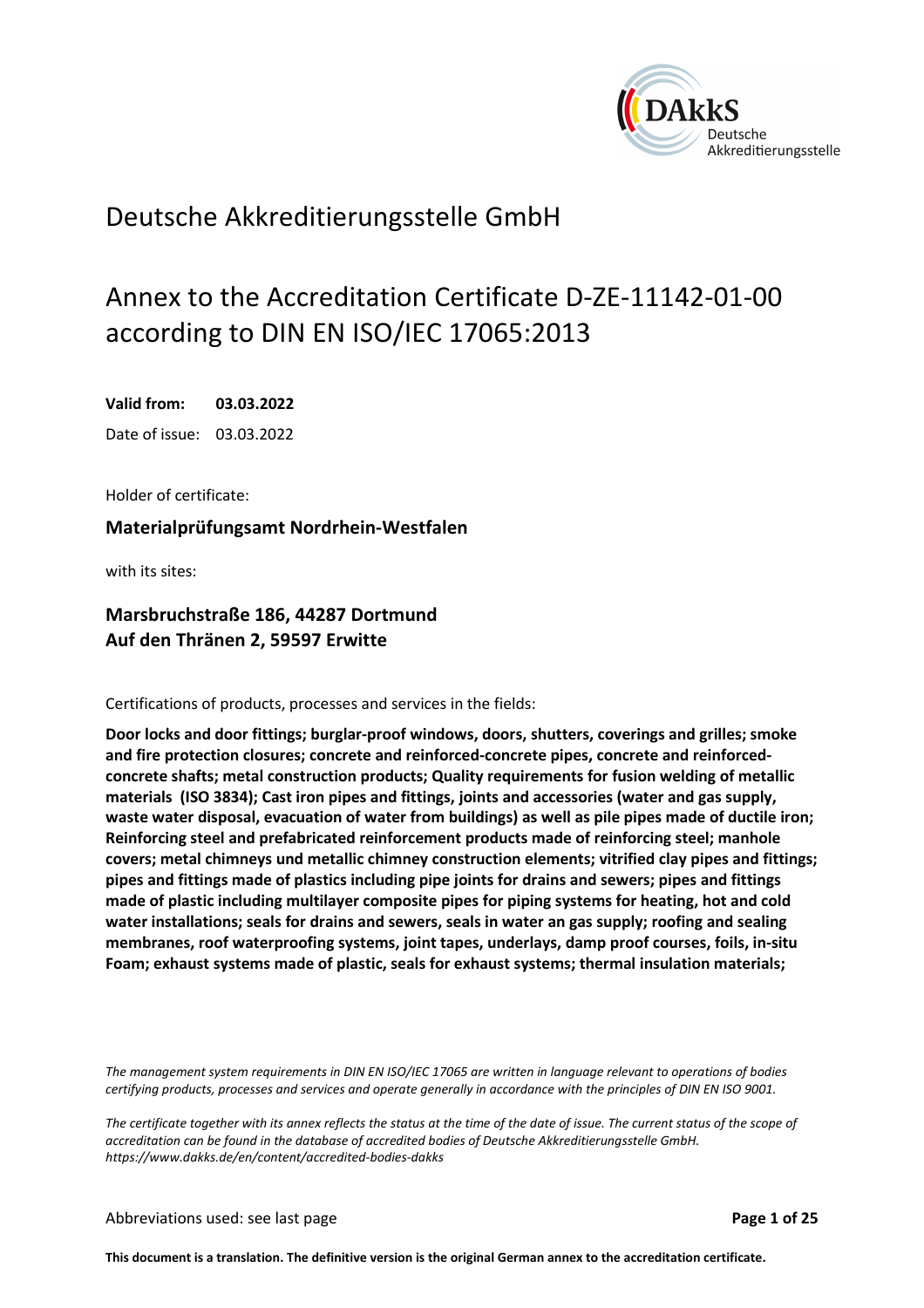# Deutsche Akkreditierungsstelle GmbH

# Annex to the Accreditation Certificate D-ZE-11142-01-00 according to DIN EN ISO/IEC 17065:2013

**Valid from: 03.03.2022**

Date of issue: 03.03.2022

Holder of certificate:

**Materialprüfungsamt Nordrhein-Westfalen**

with its sites:

**Marsbruchstraße 186, 44287 Dortmund**
**Auf den Thränen 2, 59597 Erwitte**

Certifications of products, processes and services in the fields:

**Door locks and door fittings; burglar-proof windows, doors, shutters, coverings and grilles; smoke and fire protection closures; concrete and reinforced-concrete pipes, concrete and reinforced-concrete shafts; metal construction products; Quality requirements for fusion welding of metallic materials (ISO 3834); Cast iron pipes and fittings, joints and accessories (water and gas supply, waste water disposal, evacuation of water from buildings) as well as pile pipes made of ductile iron; Reinforcing steel and prefabricated reinforcement products made of reinforcing steel; manhole covers; metal chimneys und metallic chimney construction elements; vitrified clay pipes and fittings; pipes and fittings made of plastics including pipe joints for drains and sewers; pipes and fittings made of plastic including multilayer composite pipes for piping systems for heating, hot and cold water installations; seals for drains and sewers, seals in water an gas supply; roofing and sealing membranes, roof waterproofing systems, joint tapes, underlays, damp proof courses, foils, in-situ Foam; exhaust systems made of plastic, seals for exhaust systems; thermal insulation materials;**

*The management system requirements in DIN EN ISO/IEC 17065 are written in language relevant to operations of bodies certifying products, processes and services and operate generally in accordance with the principles of DIN EN ISO 9001.*

*The certificate together with its annex reflects the status at the time of the date of issue. The current status of the scope of accreditation can be found in the database of accredited bodies of Deutsche Akkreditierungsstelle GmbH. https://www.dakks.de/en/content/accredited-bodies-dakks*

Abbreviations used: see last page

**This document is a translation. The definitive version is the original German annex to the accreditation certificate.**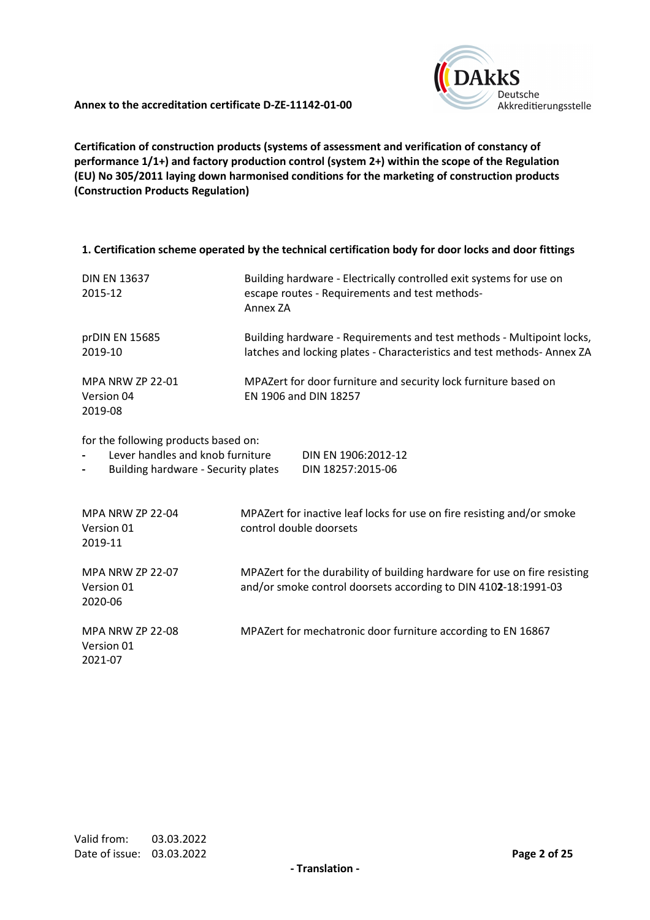**Certification of construction products (systems of assessment and verification of constancy of performance 1/1+) and factory production control (system 2+) within the scope of the Regulation (EU) No 305/2011 laying down harmonised conditions for the marketing of construction products (Construction Products Regulation)**

**1. Certification scheme operated by the technical certification body for door locks and door fittings**

| | |
|---|---|
| DIN EN 13637<br>2015-12 | Building hardware - Electrically controlled exit systems for use on escape routes - Requirements and test methods-<br>Annex ZA |
| prDIN EN 15685<br>2019-10 | Building hardware - Requirements and test methods - Multipoint locks, latches and locking plates - Characteristics and test methods- Annex ZA |
| MPA NRW ZP 22-01<br>Version 04<br>2019-08 | MPAZert for door furniture and security lock furniture based on EN 1906 and DIN 18257 |

for the following products based on:

- Lever handles and knob furniture DIN EN 1906:2012-12
- Building hardware - Security plates DIN 18257:2015-06

| | |
|---|---|
| MPA NRW ZP 22-04<br>Version 01<br>2019-11 | MPAZert for inactive leaf locks for use on fire resisting and/or smoke control double doorsets |
| MPA NRW ZP 22-07<br>Version 01<br>2020-06 | MPAZert for the durability of building hardware for use on fire resisting and/or smoke control doorsets according to DIN 4102-18:1991-03 |
| MPA NRW ZP 22-08<br>Version 01<br>2021-07 | MPAZert for mechatronic door furniture according to EN 16867 |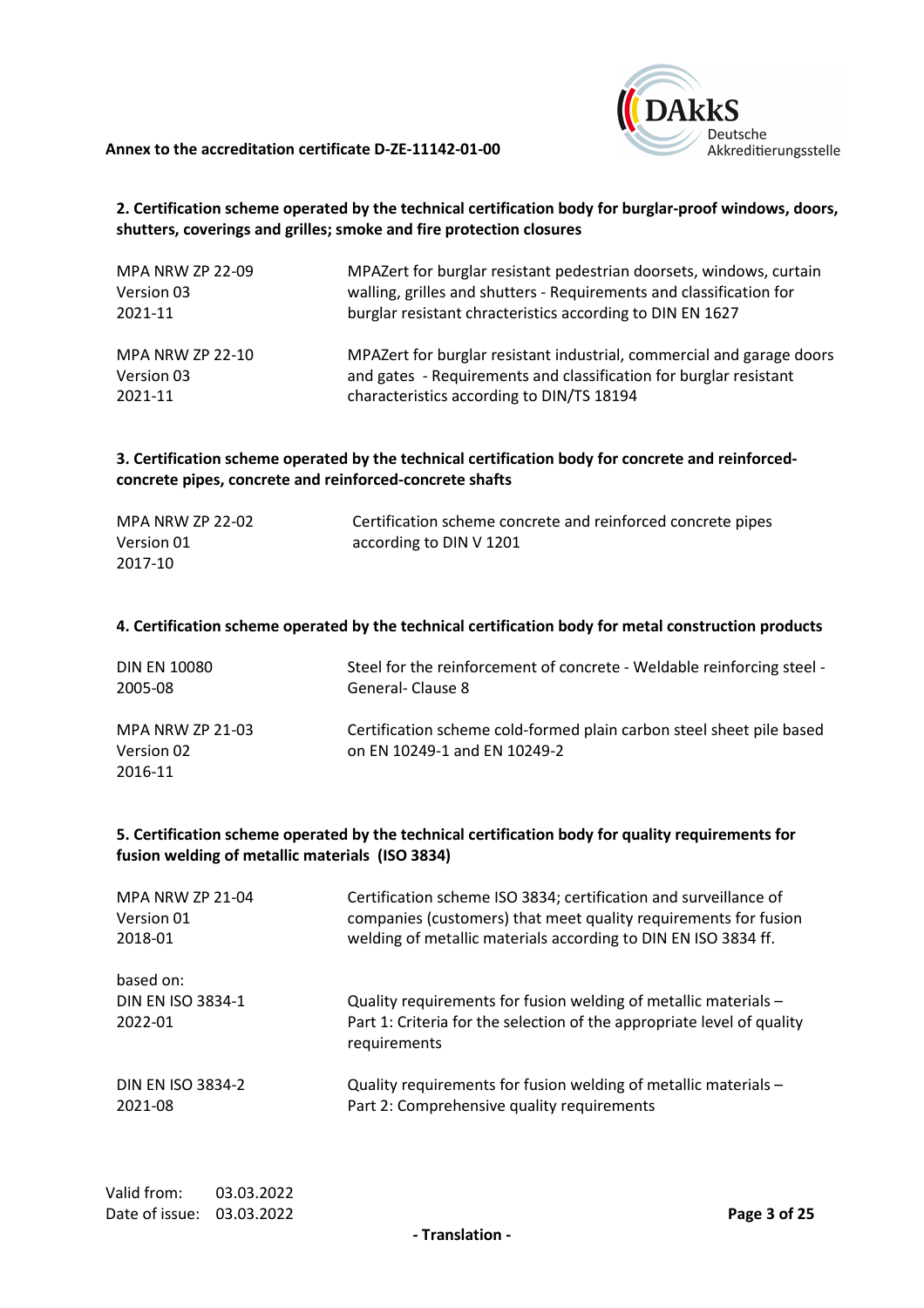## 2. Certification scheme operated by the technical certification body for burglar-proof windows, doors, shutters, coverings and grilles; smoke and fire protection closures

| | |
|---|---|
| MPA NRW ZP 22-09<br>Version 03<br>2021-11 | MPAZert for burglar resistant pedestrian doorsets, windows, curtain walling, grilles and shutters - Requirements and classification for burglar resistant chracteristics according to DIN EN 1627 |
| MPA NRW ZP 22-10<br>Version 03<br>2021-11 | MPAZert for burglar resistant industrial, commercial and garage doors and gates - Requirements and classification for burglar resistant characteristics according to DIN/TS 18194 |

## 3. Certification scheme operated by the technical certification body for concrete and reinforced-concrete pipes, concrete and reinforced-concrete shafts

| | |
|---|---|
| MPA NRW ZP 22-02<br>Version 01<br>2017-10 | Certification scheme concrete and reinforced concrete pipes according to DIN V 1201 |

## 4. Certification scheme operated by the technical certification body for metal construction products

| | |
|---|---|
| DIN EN 10080<br>2005-08 | Steel for the reinforcement of concrete - Weldable reinforcing steel - General- Clause 8 |
| MPA NRW ZP 21-03<br>Version 02<br>2016-11 | Certification scheme cold-formed plain carbon steel sheet pile based on EN 10249-1 and EN 10249-2 |

## 5. Certification scheme operated by the technical certification body for quality requirements for fusion welding of metallic materials (ISO 3834)

| | |
|---|---|
| MPA NRW ZP 21-04<br>Version 01<br>2018-01 | Certification scheme ISO 3834; certification and surveillance of companies (customers) that meet quality requirements for fusion welding of metallic materials according to DIN EN ISO 3834 ff. |
| based on:<br>DIN EN ISO 3834-1<br>2022-01 | Quality requirements for fusion welding of metallic materials – Part 1: Criteria for the selection of the appropriate level of quality requirements |
| DIN EN ISO 3834-2<br>2021-08 | Quality requirements for fusion welding of metallic materials – Part 2: Comprehensive quality requirements |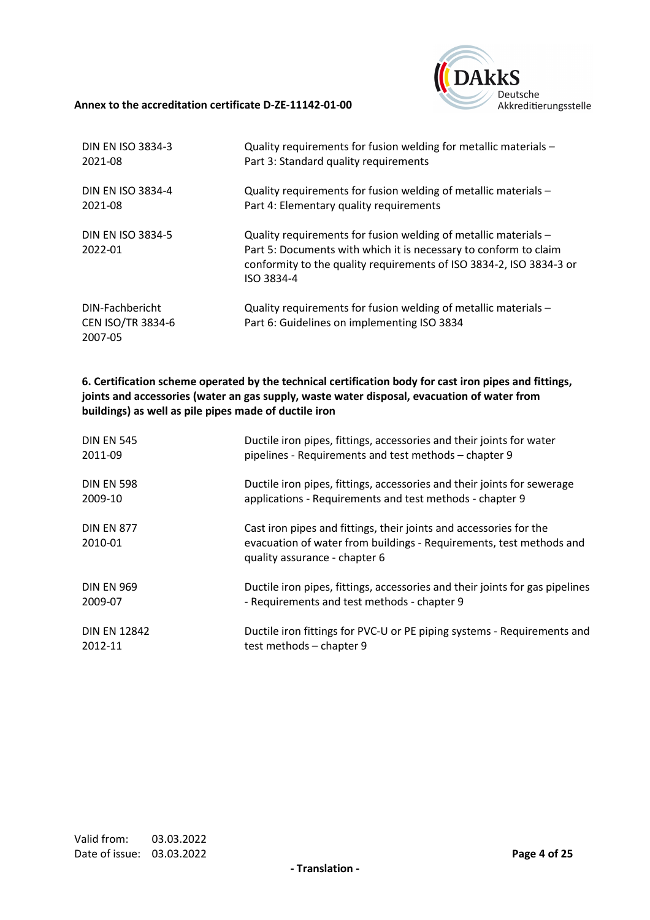| | |
|---|---|
| DIN EN ISO 3834-3<br>2021-08 | Quality requirements for fusion welding for metallic materials – Part 3: Standard quality requirements |
| DIN EN ISO 3834-4<br>2021-08 | Quality requirements for fusion welding of metallic materials – Part 4: Elementary quality requirements |
| DIN EN ISO 3834-5<br>2022-01 | Quality requirements for fusion welding of metallic materials – Part 5: Documents with which it is necessary to conform to claim conformity to the quality requirements of ISO 3834-2, ISO 3834-3 or ISO 3834-4 |
| DIN-Fachbericht<br>CEN ISO/TR 3834-6<br>2007-05 | Quality requirements for fusion welding of metallic materials – Part 6: Guidelines on implementing ISO 3834 |

**6. Certification scheme operated by the technical certification body for cast iron pipes and fittings, joints and accessories (water an gas supply, waste water disposal, evacuation of water from buildings) as well as pile pipes made of ductile iron**

| | |
|---|---|
| DIN EN 545<br>2011-09 | Ductile iron pipes, fittings, accessories and their joints for water pipelines - Requirements and test methods – chapter 9 |
| DIN EN 598<br>2009-10 | Ductile iron pipes, fittings, accessories and their joints for sewerage applications - Requirements and test methods - chapter 9 |
| DIN EN 877<br>2010-01 | Cast iron pipes and fittings, their joints and accessories for the evacuation of water from buildings - Requirements, test methods and quality assurance - chapter 6 |
| DIN EN 969<br>2009-07 | Ductile iron pipes, fittings, accessories and their joints for gas pipelines - Requirements and test methods - chapter 9 |
| DIN EN 12842<br>2012-11 | Ductile iron fittings for PVC-U or PE piping systems - Requirements and test methods – chapter 9 |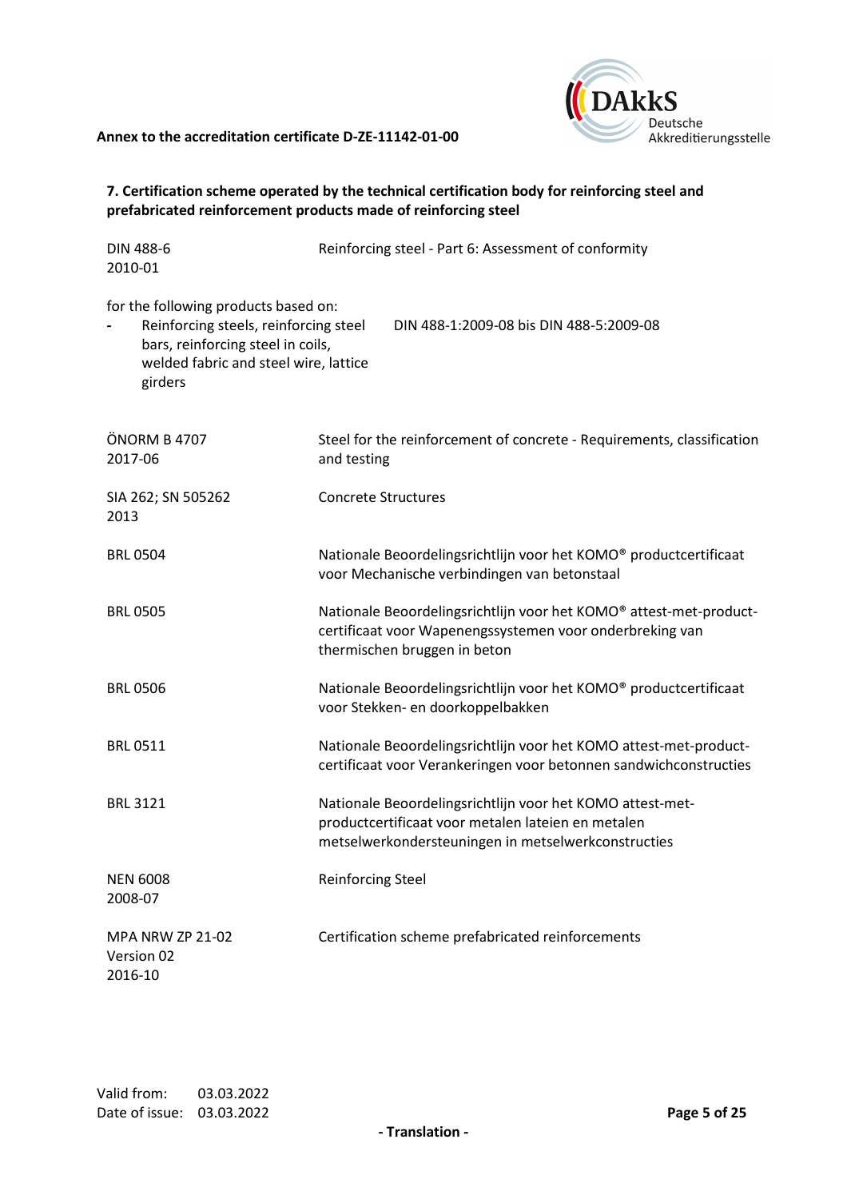**Annex to the accreditation certificate D-ZE-11142-01-00**

**7. Certification scheme operated by the technical certification body for reinforcing steel and prefabricated reinforcement products made of reinforcing steel**

| | |
|---|---|
| DIN 488-6 2010-01 | Reinforcing steel - Part 6: Assessment of conformity |

for the following products based on:

- Reinforcing steels, reinforcing steel bars, reinforcing steel in coils, welded fabric and steel wire, lattice girders — DIN 488-1:2009-08 bis DIN 488-5:2009-08

| | |
|---|---|
| ÖNORM B 4707 2017-06 | Steel for the reinforcement of concrete - Requirements, classification and testing |
| SIA 262; SN 505262 2013 | Concrete Structures |
| BRL 0504 | Nationale Beoordelingsrichtlijn voor het KOMO® productcertificaat voor Mechanische verbindingen van betonstaal |
| BRL 0505 | Nationale Beoordelingsrichtlijn voor het KOMO® attest-met-product-certificaat voor Wapenengssystemen voor onderbreking van thermischen bruggen in beton |
| BRL 0506 | Nationale Beoordelingsrichtlijn voor het KOMO® productcertificaat voor Stekken- en doorkoppelbakken |
| BRL 0511 | Nationale Beoordelingsrichtlijn voor het KOMO attest-met-product-certificaat voor Verankeringen voor betonnen sandwichconstructies |
| BRL 3121 | Nationale Beoordelingsrichtlijn voor het KOMO attest-met-productcertificaat voor metalen lateien en metalen metselwerkondersteuningen in metselwerkconstructies |
| NEN 6008 2008-07 | Reinforcing Steel |
| MPA NRW ZP 21-02 Version 02 2016-10 | Certification scheme prefabricated reinforcements |

Valid from: 03.03.2022
Date of issue: 03.03.2022

- Translation -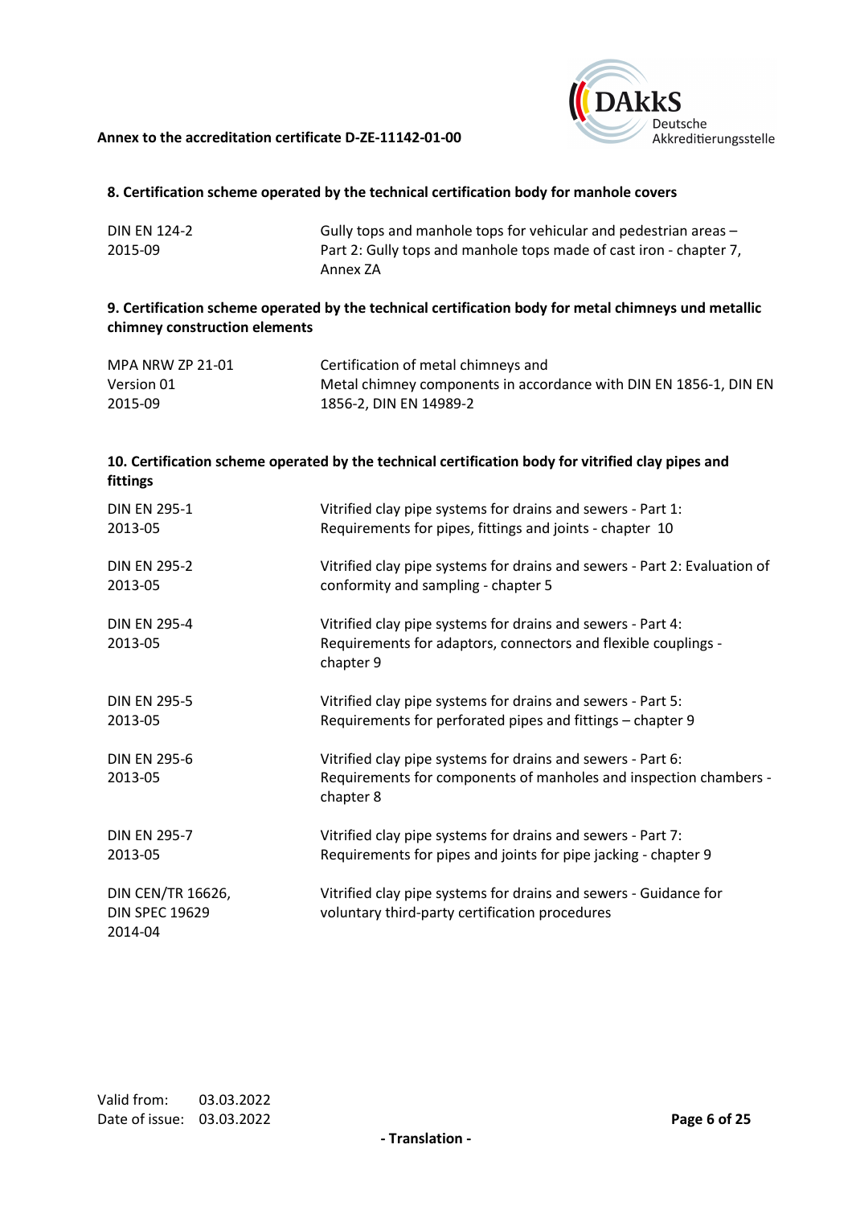**8. Certification scheme operated by the technical certification body for manhole covers**

| | |
|---|---|
| DIN EN 124-2<br>2015-09 | Gully tops and manhole tops for vehicular and pedestrian areas – Part 2: Gully tops and manhole tops made of cast iron - chapter 7, Annex ZA |

**9. Certification scheme operated by the technical certification body for metal chimneys und metallic chimney construction elements**

| | |
|---|---|
| MPA NRW ZP 21-01<br>Version 01<br>2015-09 | Certification of metal chimneys and Metal chimney components in accordance with DIN EN 1856-1, DIN EN 1856-2, DIN EN 14989-2 |

**10. Certification scheme operated by the technical certification body for vitrified clay pipes and fittings**

| | |
|---|---|
| DIN EN 295-1<br>2013-05 | Vitrified clay pipe systems for drains and sewers - Part 1: Requirements for pipes, fittings and joints - chapter 10 |
| DIN EN 295-2<br>2013-05 | Vitrified clay pipe systems for drains and sewers - Part 2: Evaluation of conformity and sampling - chapter 5 |
| DIN EN 295-4<br>2013-05 | Vitrified clay pipe systems for drains and sewers - Part 4: Requirements for adaptors, connectors and flexible couplings - chapter 9 |
| DIN EN 295-5<br>2013-05 | Vitrified clay pipe systems for drains and sewers - Part 5: Requirements for perforated pipes and fittings – chapter 9 |
| DIN EN 295-6<br>2013-05 | Vitrified clay pipe systems for drains and sewers - Part 6: Requirements for components of manholes and inspection chambers - chapter 8 |
| DIN EN 295-7<br>2013-05 | Vitrified clay pipe systems for drains and sewers - Part 7: Requirements for pipes and joints for pipe jacking - chapter 9 |
| DIN CEN/TR 16626,<br>DIN SPEC 19629<br>2014-04 | Vitrified clay pipe systems for drains and sewers - Guidance for voluntary third-party certification procedures |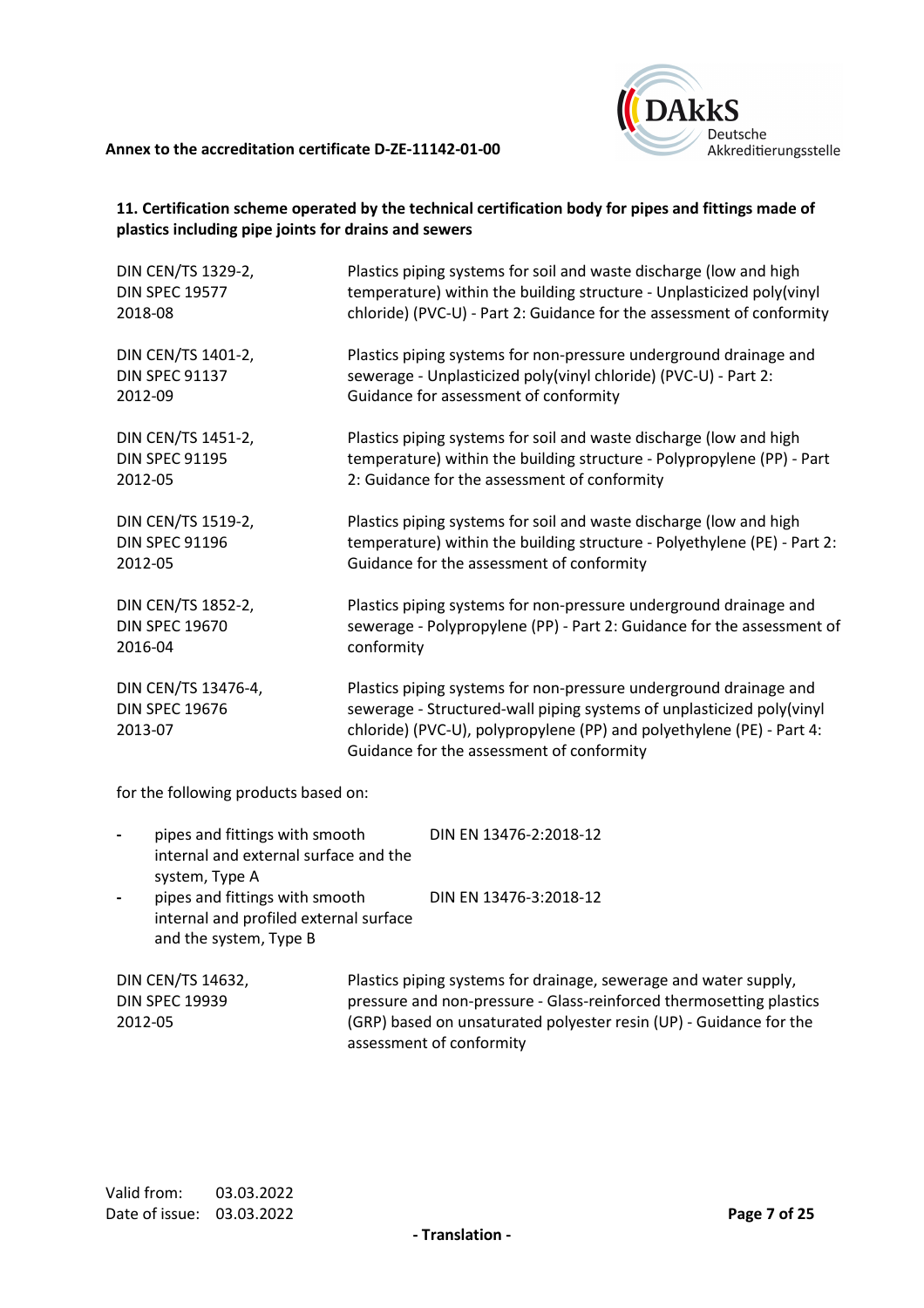### 11. Certification scheme operated by the technical certification body for pipes and fittings made of plastics including pipe joints for drains and sewers

| | |
|---|---|
| DIN CEN/TS 1329-2, DIN SPEC 19577 2018-08 | Plastics piping systems for soil and waste discharge (low and high temperature) within the building structure - Unplasticized poly(vinyl chloride) (PVC-U) - Part 2: Guidance for the assessment of conformity |
| DIN CEN/TS 1401-2, DIN SPEC 91137 2012-09 | Plastics piping systems for non-pressure underground drainage and sewerage - Unplasticized poly(vinyl chloride) (PVC-U) - Part 2: Guidance for assessment of conformity |
| DIN CEN/TS 1451-2, DIN SPEC 91195 2012-05 | Plastics piping systems for soil and waste discharge (low and high temperature) within the building structure - Polypropylene (PP) - Part 2: Guidance for the assessment of conformity |
| DIN CEN/TS 1519-2, DIN SPEC 91196 2012-05 | Plastics piping systems for soil and waste discharge (low and high temperature) within the building structure - Polyethylene (PE) - Part 2: Guidance for the assessment of conformity |
| DIN CEN/TS 1852-2, DIN SPEC 19670 2016-04 | Plastics piping systems for non-pressure underground drainage and sewerage - Polypropylene (PP) - Part 2: Guidance for the assessment of conformity |
| DIN CEN/TS 13476-4, DIN SPEC 19676 2013-07 | Plastics piping systems for non-pressure underground drainage and sewerage - Structured-wall piping systems of unplasticized poly(vinyl chloride) (PVC-U), polypropylene (PP) and polyethylene (PE) - Part 4: Guidance for the assessment of conformity |

for the following products based on:

- pipes and fittings with smooth internal and external surface and the system, Type A — DIN EN 13476-2:2018-12
- pipes and fittings with smooth internal and profiled external surface and the system, Type B — DIN EN 13476-3:2018-12

| | |
|---|---|
| DIN CEN/TS 14632, DIN SPEC 19939 2012-05 | Plastics piping systems for drainage, sewerage and water supply, pressure and non-pressure - Glass-reinforced thermosetting plastics (GRP) based on unsaturated polyester resin (UP) - Guidance for the assessment of conformity |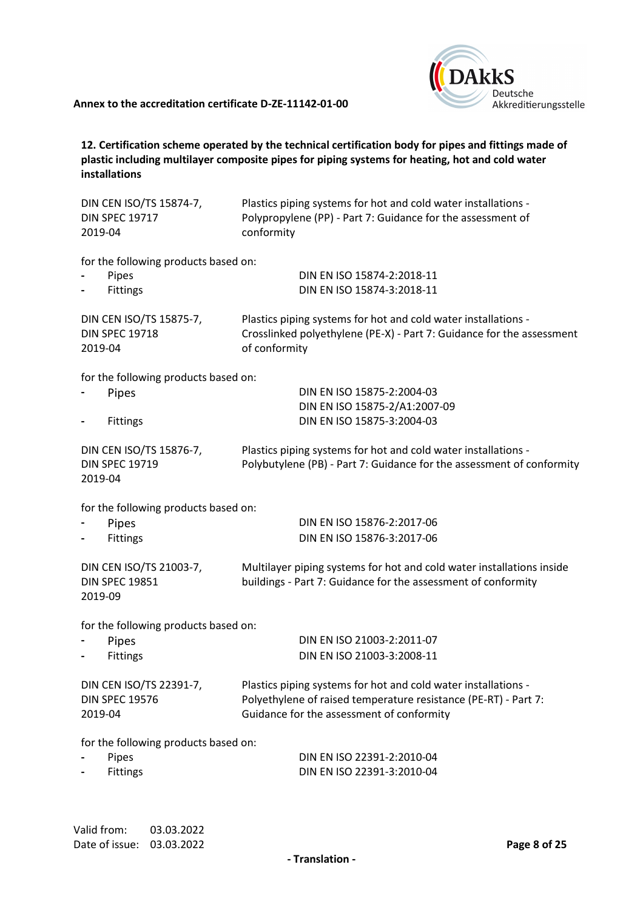**12. Certification scheme operated by the technical certification body for pipes and fittings made of plastic including multilayer composite pipes for piping systems for heating, hot and cold water installations**

| | |
|---|---|
| DIN CEN ISO/TS 15874-7, DIN SPEC 19717 2019-04 | Plastics piping systems for hot and cold water installations - Polypropylene (PP) - Part 7: Guidance for the assessment of conformity |

for the following products based on:

- Pipes — DIN EN ISO 15874-2:2018-11
- Fittings — DIN EN ISO 15874-3:2018-11

| | |
|---|---|
| DIN CEN ISO/TS 15875-7, DIN SPEC 19718 2019-04 | Plastics piping systems for hot and cold water installations - Crosslinked polyethylene (PE-X) - Part 7: Guidance for the assessment of conformity |

for the following products based on:

- Pipes — DIN EN ISO 15875-2:2004-03, DIN EN ISO 15875-2/A1:2007-09
- Fittings — DIN EN ISO 15875-3:2004-03

| | |
|---|---|
| DIN CEN ISO/TS 15876-7, DIN SPEC 19719 2019-04 | Plastics piping systems for hot and cold water installations - Polybutylene (PB) - Part 7: Guidance for the assessment of conformity |

for the following products based on:

- Pipes — DIN EN ISO 15876-2:2017-06
- Fittings — DIN EN ISO 15876-3:2017-06

| | |
|---|---|
| DIN CEN ISO/TS 21003-7, DIN SPEC 19851 2019-09 | Multilayer piping systems for hot and cold water installations inside buildings - Part 7: Guidance for the assessment of conformity |

for the following products based on:

- Pipes — DIN EN ISO 21003-2:2011-07
- Fittings — DIN EN ISO 21003-3:2008-11

| | |
|---|---|
| DIN CEN ISO/TS 22391-7, DIN SPEC 19576 2019-04 | Plastics piping systems for hot and cold water installations - Polyethylene of raised temperature resistance (PE-RT) - Part 7: Guidance for the assessment of conformity |

for the following products based on:

- Pipes — DIN EN ISO 22391-2:2010-04
- Fittings — DIN EN ISO 22391-3:2010-04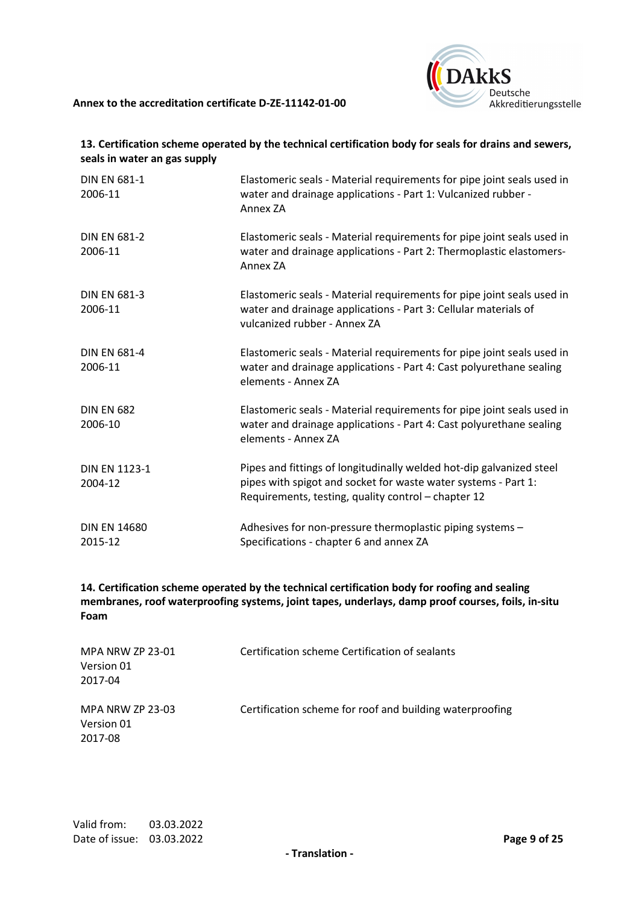**13. Certification scheme operated by the technical certification body for seals for drains and sewers, seals in water an gas supply**

| | |
|---|---|
| DIN EN 681-1<br>2006-11 | Elastomeric seals - Material requirements for pipe joint seals used in water and drainage applications - Part 1: Vulcanized rubber - Annex ZA |
| DIN EN 681-2<br>2006-11 | Elastomeric seals - Material requirements for pipe joint seals used in water and drainage applications - Part 2: Thermoplastic elastomers- Annex ZA |
| DIN EN 681-3<br>2006-11 | Elastomeric seals - Material requirements for pipe joint seals used in water and drainage applications - Part 3: Cellular materials of vulcanized rubber - Annex ZA |
| DIN EN 681-4<br>2006-11 | Elastomeric seals - Material requirements for pipe joint seals used in water and drainage applications - Part 4: Cast polyurethane sealing elements - Annex ZA |
| DIN EN 682<br>2006-10 | Elastomeric seals - Material requirements for pipe joint seals used in water and drainage applications - Part 4: Cast polyurethane sealing elements - Annex ZA |
| DIN EN 1123-1<br>2004-12 | Pipes and fittings of longitudinally welded hot-dip galvanized steel pipes with spigot and socket for waste water systems - Part 1: Requirements, testing, quality control – chapter 12 |
| DIN EN 14680<br>2015-12 | Adhesives for non-pressure thermoplastic piping systems – Specifications - chapter 6 and annex ZA |

**14. Certification scheme operated by the technical certification body for roofing and sealing membranes, roof waterproofing systems, joint tapes, underlays, damp proof courses, foils, in-situ Foam**

| | |
|---|---|
| MPA NRW ZP 23-01<br>Version 01<br>2017-04 | Certification scheme Certification of sealants |
| MPA NRW ZP 23-03<br>Version 01<br>2017-08 | Certification scheme for roof and building waterproofing |

Valid from: 03.03.2022
Date of issue: 03.03.2022

- Translation -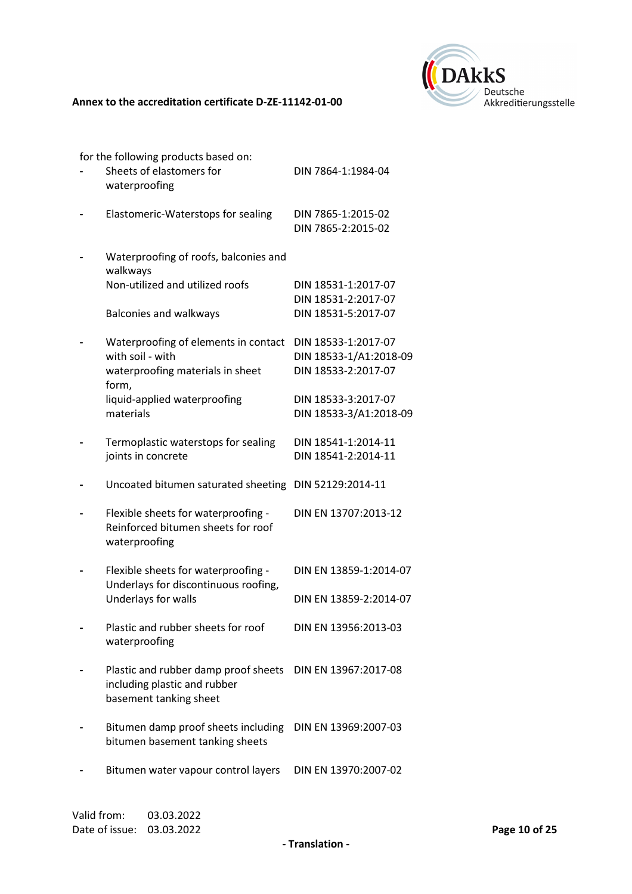for the following products based on:

| | Product | Standard |
|---|---|---|
| - | Sheets of elastomers for waterproofing | DIN 7864-1:1984-04 |
| - | Elastomeric-Waterstops for sealing | DIN 7865-1:2015-02<br>DIN 7865-2:2015-02 |
| - | Waterproofing of roofs, balconies and walkways | |
| | Non-utilized and utilized roofs | DIN 18531-1:2017-07<br>DIN 18531-2:2017-07 |
| | Balconies and walkways | DIN 18531-5:2017-07 |
| - | Waterproofing of elements in contact with soil - with waterproofing materials in sheet form, | DIN 18533-1:2017-07<br>DIN 18533-1/A1:2018-09<br>DIN 18533-2:2017-07 |
| | liquid-applied waterproofing materials | DIN 18533-3:2017-07<br>DIN 18533-3/A1:2018-09 |
| - | Termoplastic waterstops for sealing joints in concrete | DIN 18541-1:2014-11<br>DIN 18541-2:2014-11 |
| - | Uncoated bitumen saturated sheeting | DIN 52129:2014-11 |
| - | Flexible sheets for waterproofing - Reinforced bitumen sheets for roof waterproofing | DIN EN 13707:2013-12 |
| - | Flexible sheets for waterproofing - Underlays for discontinuous roofing, | DIN EN 13859-1:2014-07 |
| | Underlays for walls | DIN EN 13859-2:2014-07 |
| - | Plastic and rubber sheets for roof waterproofing | DIN EN 13956:2013-03 |
| - | Plastic and rubber damp proof sheets including plastic and rubber basement tanking sheet | DIN EN 13967:2017-08 |
| - | Bitumen damp proof sheets including bitumen basement tanking sheets | DIN EN 13969:2007-03 |
| - | Bitumen water vapour control layers | DIN EN 13970:2007-02 |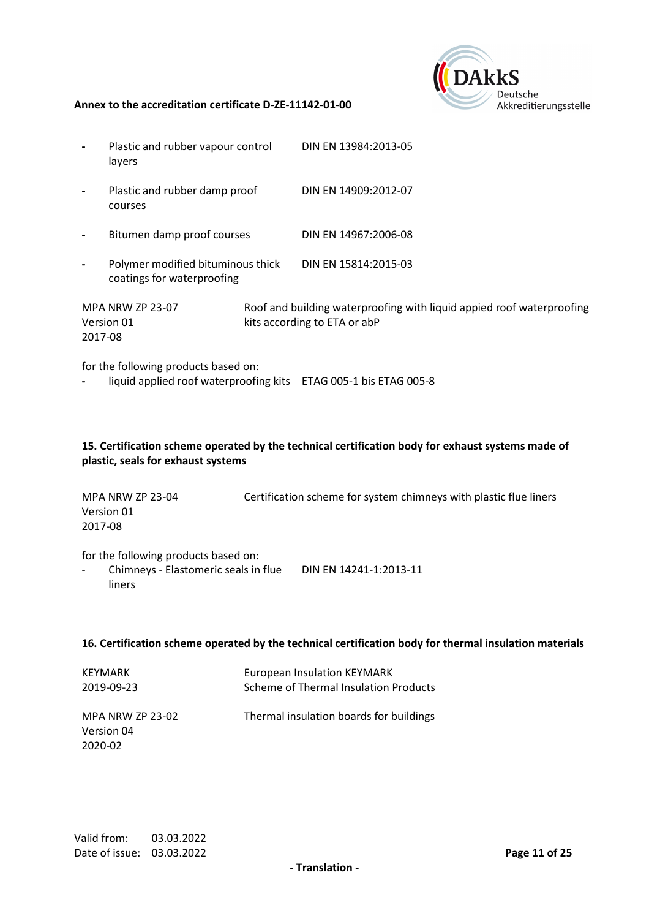- Plastic and rubber vapour control layers — DIN EN 13984:2013-05
- Plastic and rubber damp proof courses — DIN EN 14909:2012-07
- Bitumen damp proof courses — DIN EN 14967:2006-08
- Polymer modified bituminous thick coatings for waterproofing — DIN EN 15814:2015-03

| | |
|---|---|
| MPA NRW ZP 23-07<br>Version 01<br>2017-08 | Roof and building waterproofing with liquid appied roof waterproofing kits according to ETA or abP |

for the following products based on:

- liquid applied roof waterproofing kits — ETAG 005-1 bis ETAG 005-8

## 15. Certification scheme operated by the technical certification body for exhaust systems made of plastic, seals for exhaust systems

| | |
|---|---|
| MPA NRW ZP 23-04<br>Version 01<br>2017-08 | Certification scheme for system chimneys with plastic flue liners |

for the following products based on:

- Chimneys - Elastomeric seals in flue liners — DIN EN 14241-1:2013-11

## 16. Certification scheme operated by the technical certification body for thermal insulation materials

| | |
|---|---|
| KEYMARK<br>2019-09-23 | European Insulation KEYMARK<br>Scheme of Thermal Insulation Products |
| MPA NRW ZP 23-02<br>Version 04<br>2020-02 | Thermal insulation boards for buildings |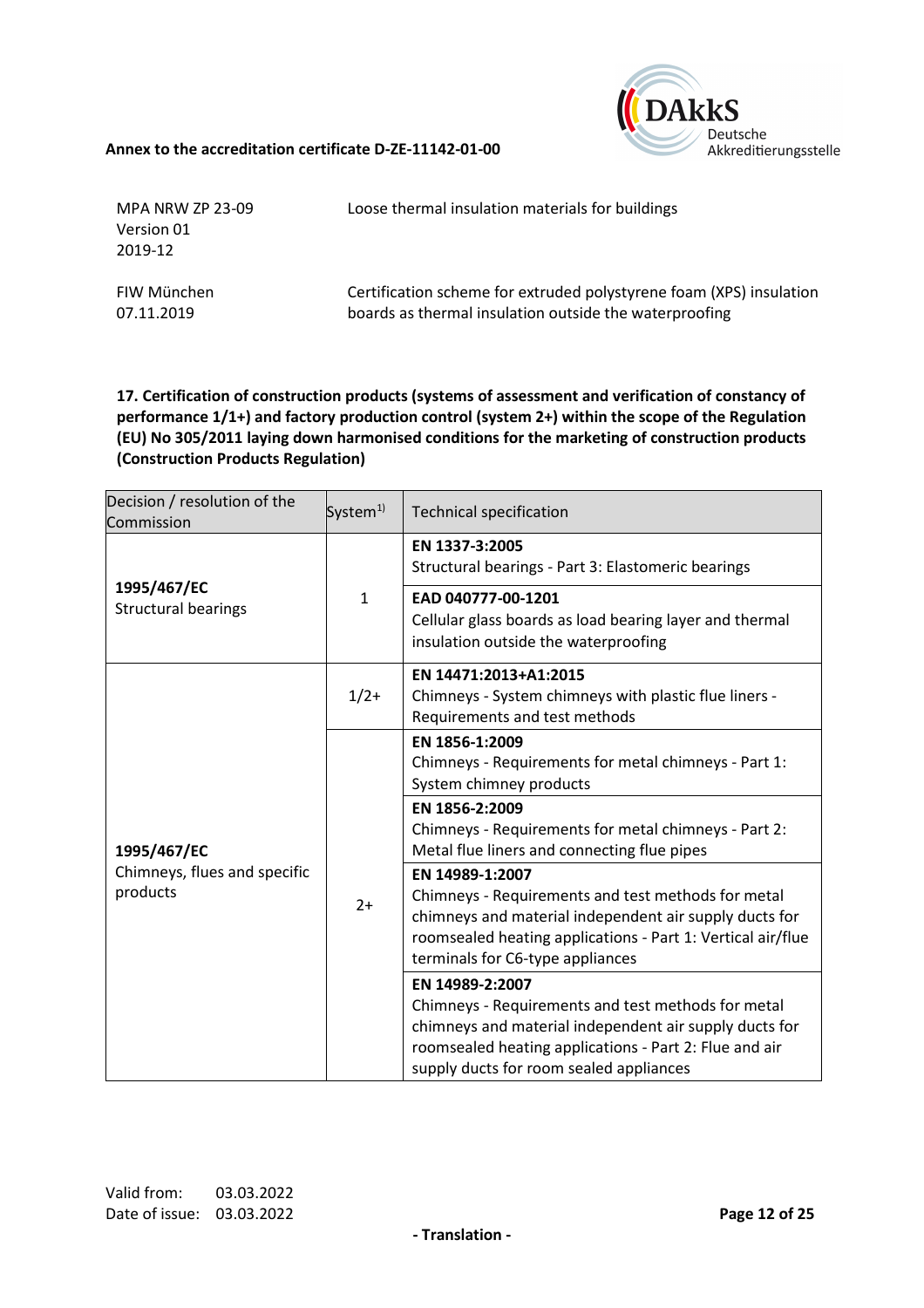| | |
|---|---|
| MPA NRW ZP 23-09<br>Version 01<br>2019-12 | Loose thermal insulation materials for buildings |
| FIW München<br>07.11.2019 | Certification scheme for extruded polystyrene foam (XPS) insulation boards as thermal insulation outside the waterproofing |

**17. Certification of construction products (systems of assessment and verification of constancy of performance 1/1+) and factory production control (system 2+) within the scope of the Regulation (EU) No 305/2011 laying down harmonised conditions for the marketing of construction products (Construction Products Regulation)**

| Decision / resolution of the Commission | System[1] | Technical specification |
|---|---|---|
| **1995/467/EC**<br>Structural bearings | 1 | **EN 1337-3:2005**<br>Structural bearings - Part 3: Elastomeric bearings |
| | | **EAD 040777-00-1201**<br>Cellular glass boards as load bearing layer and thermal insulation outside the waterproofing |
| **1995/467/EC**<br>Chimneys, flues and specific products | 1/2+ | **EN 14471:2013+A1:2015**<br>Chimneys - System chimneys with plastic flue liners - Requirements and test methods |
| | 2+ | **EN 1856-1:2009**<br>Chimneys - Requirements for metal chimneys - Part 1: System chimney products |
| | | **EN 1856-2:2009**<br>Chimneys - Requirements for metal chimneys - Part 2: Metal flue liners and connecting flue pipes |
| | | **EN 14989-1:2007**<br>Chimneys - Requirements and test methods for metal chimneys and material independent air supply ducts for roomsealed heating applications - Part 1: Vertical air/flue terminals for C6-type appliances |
| | | **EN 14989-2:2007**<br>Chimneys - Requirements and test methods for metal chimneys and material independent air supply ducts for roomsealed heating applications - Part 2: Flue and air supply ducts for room sealed appliances |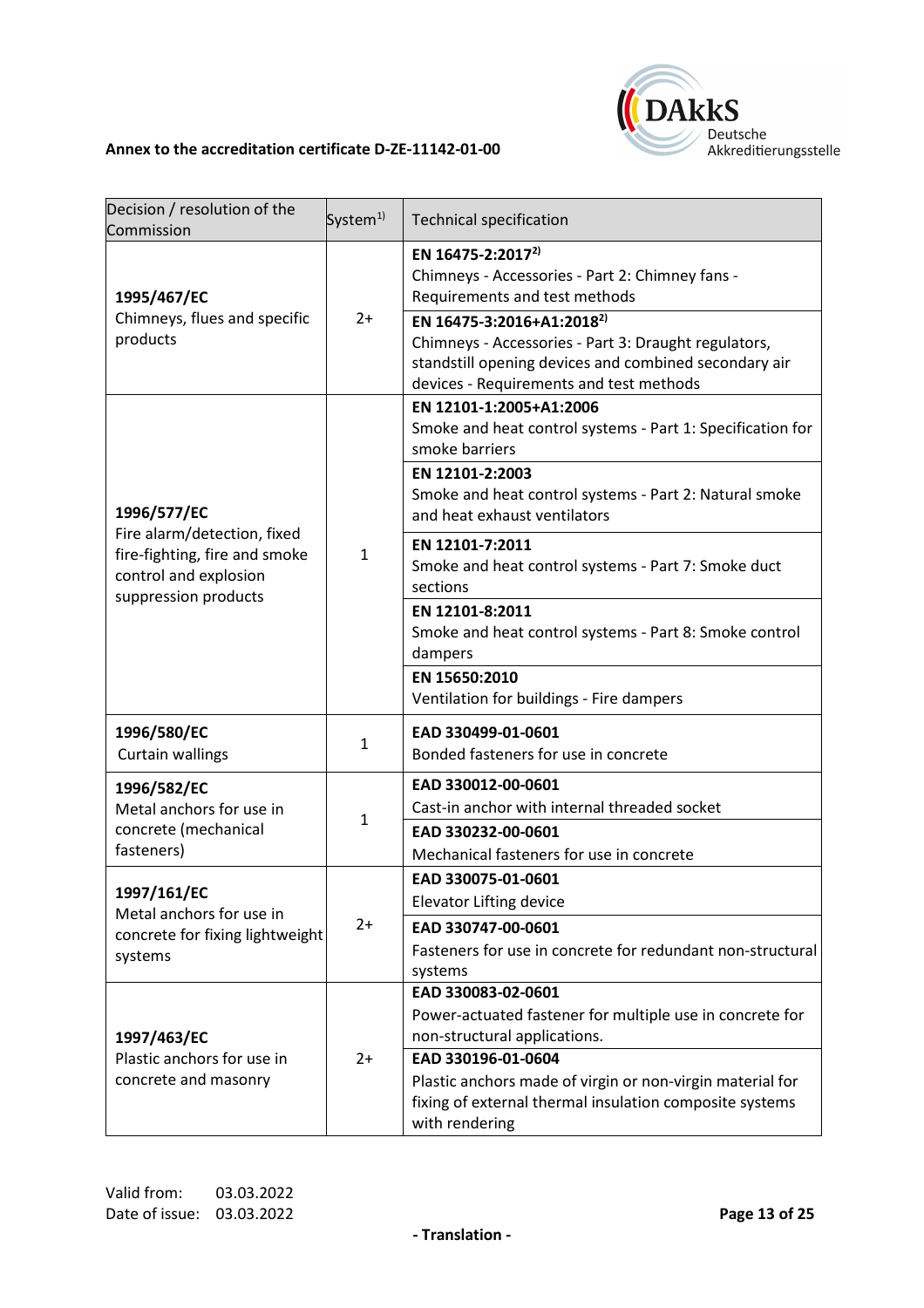**Annex to the accreditation certificate D-ZE-11142-01-00**

| Decision / resolution of the Commission | System[1)] | Technical specification |
|---|---|---|
| **1995/467/EC** Chimneys, flues and specific products | 2+ | **EN 16475-2:2017[2)]** Chimneys - Accessories - Part 2: Chimney fans - Requirements and test methods |
| | | **EN 16475-3:2016+A1:2018[2)]** Chimneys - Accessories - Part 3: Draught regulators, standstill opening devices and combined secondary air devices - Requirements and test methods |
| **1996/577/EC** Fire alarm/detection, fixed fire-fighting, fire and smoke control and explosion suppression products | 1 | **EN 12101-1:2005+A1:2006** Smoke and heat control systems - Part 1: Specification for smoke barriers |
| | | **EN 12101-2:2003** Smoke and heat control systems - Part 2: Natural smoke and heat exhaust ventilators |
| | | **EN 12101-7:2011** Smoke and heat control systems - Part 7: Smoke duct sections |
| | | **EN 12101-8:2011** Smoke and heat control systems - Part 8: Smoke control dampers |
| | | **EN 15650:2010** Ventilation for buildings - Fire dampers |
| **1996/580/EC** Curtain wallings | 1 | **EAD 330499-01-0601** Bonded fasteners for use in concrete |
| **1996/582/EC** Metal anchors for use in concrete (mechanical fasteners) | 1 | **EAD 330012-00-0601** Cast-in anchor with internal threaded socket |
| | | **EAD 330232-00-0601** Mechanical fasteners for use in concrete |
| **1997/161/EC** Metal anchors for use in concrete for fixing lightweight systems | 2+ | **EAD 330075-01-0601** Elevator Lifting device |
| | | **EAD 330747-00-0601** Fasteners for use in concrete for redundant non-structural systems |
| **1997/463/EC** Plastic anchors for use in concrete and masonry | 2+ | **EAD 330083-02-0601** Power-actuated fastener for multiple use in concrete for non-structural applications. |
| | | **EAD 330196-01-0604** Plastic anchors made of virgin or non-virgin material for fixing of external thermal insulation composite systems with rendering |

Valid from: 03.03.2022
Date of issue: 03.03.2022

- Translation -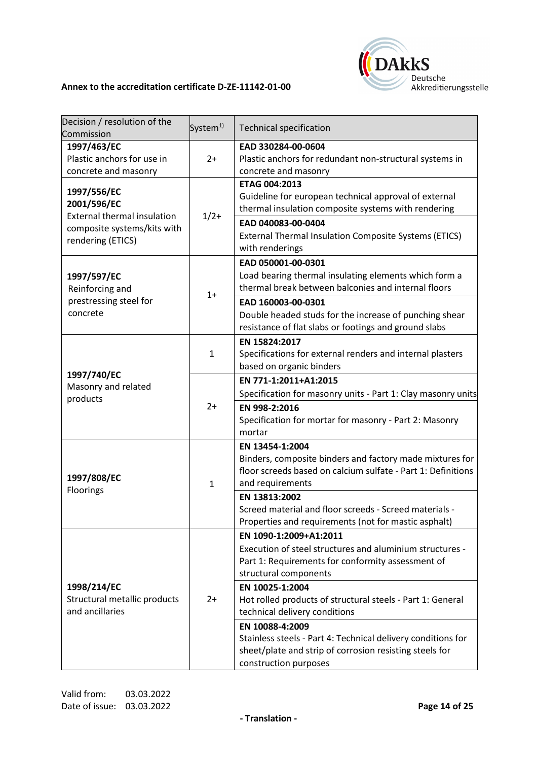**Annex to the accreditation certificate D-ZE-11142-01-00**

| Decision / resolution of the Commission | System[1)] | Technical specification |
|---|---|---|
| **1997/463/EC** Plastic anchors for use in concrete and masonry | 2+ | **EAD 330284-00-0604** Plastic anchors for redundant non-structural systems in concrete and masonry |
| **1997/556/EC** **2001/596/EC** External thermal insulation composite systems/kits with rendering (ETICS) | 1/2+ | **ETAG 004:2013** Guideline for european technical approval of external thermal insulation composite systems with rendering |
| | | **EAD 040083-00-0404** External Thermal Insulation Composite Systems (ETICS) with renderings |
| **1997/597/EC** Reinforcing and prestressing steel for concrete | 1+ | **EAD 050001-00-0301** Load bearing thermal insulating elements which form a thermal break between balconies and internal floors |
| | | **EAD 160003-00-0301** Double headed studs for the increase of punching shear resistance of flat slabs or footings and ground slabs |
| **1997/740/EC** Masonry and related products | 1 | **EN 15824:2017** Specifications for external renders and internal plasters based on organic binders |
| | 2+ | **EN 771-1:2011+A1:2015** Specification for masonry units - Part 1: Clay masonry units |
| | | **EN 998-2:2016** Specification for mortar for masonry - Part 2: Masonry mortar |
| **1997/808/EC** Floorings | 1 | **EN 13454-1:2004** Binders, composite binders and factory made mixtures for floor screeds based on calcium sulfate - Part 1: Definitions and requirements |
| | | **EN 13813:2002** Screed material and floor screeds - Screed materials - Properties and requirements (not for mastic asphalt) |
| **1998/214/EC** Structural metallic products and ancillaries | 2+ | **EN 1090-1:2009+A1:2011** Execution of steel structures and aluminium structures - Part 1: Requirements for conformity assessment of structural components |
| | | **EN 10025-1:2004** Hot rolled products of structural steels - Part 1: General technical delivery conditions |
| | | **EN 10088-4:2009** Stainless steels - Part 4: Technical delivery conditions for sheet/plate and strip of corrosion resisting steels for construction purposes |

Valid from: 03.03.2022
Date of issue: 03.03.2022

**- Translation -**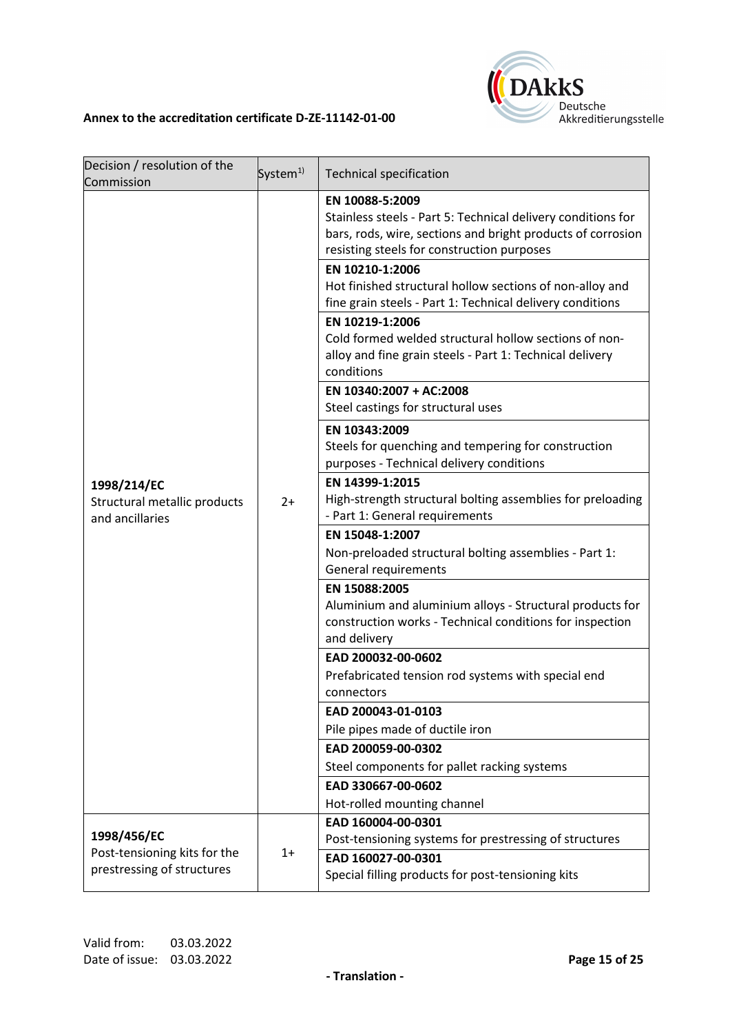**Annex to the accreditation certificate D-ZE-11142-01-00**

| Decision / resolution of the Commission | System[1)] | Technical specification |
|---|---|---|
| **1998/214/EC** Structural metallic products and ancillaries | 2+ | **EN 10088-5:2009** Stainless steels - Part 5: Technical delivery conditions for bars, rods, wire, sections and bright products of corrosion resisting steels for construction purposes |
| | | **EN 10210-1:2006** Hot finished structural hollow sections of non-alloy and fine grain steels - Part 1: Technical delivery conditions |
| | | **EN 10219-1:2006** Cold formed welded structural hollow sections of non-alloy and fine grain steels - Part 1: Technical delivery conditions |
| | | **EN 10340:2007 + AC:2008** Steel castings for structural uses |
| | | **EN 10343:2009** Steels for quenching and tempering for construction purposes - Technical delivery conditions |
| | | **EN 14399-1:2015** High-strength structural bolting assemblies for preloading - Part 1: General requirements |
| | | **EN 15048-1:2007** Non-preloaded structural bolting assemblies - Part 1: General requirements |
| | | **EN 15088:2005** Aluminium and aluminium alloys - Structural products for construction works - Technical conditions for inspection and delivery |
| | | **EAD 200032-00-0602** Prefabricated tension rod systems with special end connectors |
| | | **EAD 200043-01-0103** Pile pipes made of ductile iron |
| | | **EAD 200059-00-0302** Steel components for pallet racking systems |
| | | **EAD 330667-00-0602** Hot-rolled mounting channel |
| **1998/456/EC** Post-tensioning kits for the prestressing of structures | 1+ | **EAD 160004-00-0301** Post-tensioning systems for prestressing of structures |
| | | **EAD 160027-00-0301** Special filling products for post-tensioning kits |

Valid from: 03.03.2022
Date of issue: 03.03.2022

- Translation -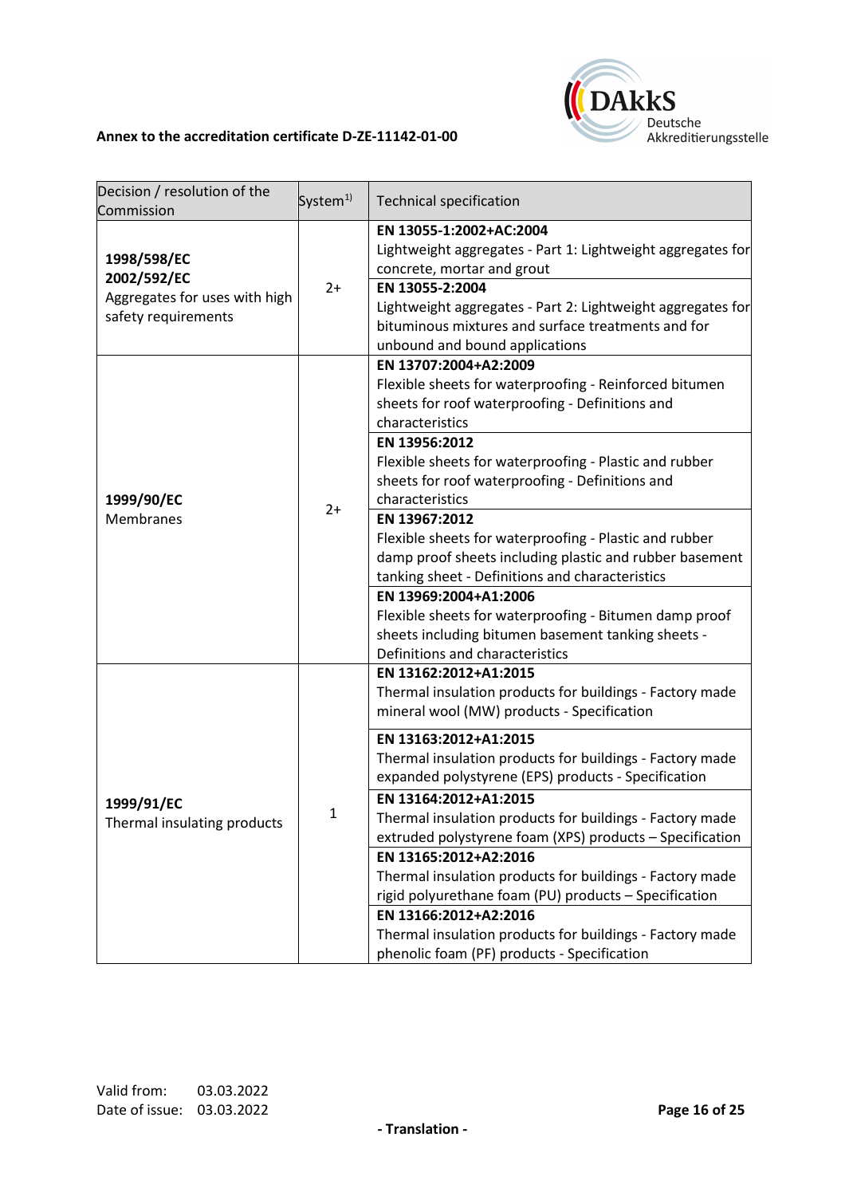**Annex to the accreditation certificate D-ZE-11142-01-00**

| Decision / resolution of the Commission | System[1)] | Technical specification |
| --- | --- | --- |
| **1998/598/EC** **2002/592/EC** Aggregates for uses with high safety requirements | 2+ | **EN 13055-1:2002+AC:2004** Lightweight aggregates - Part 1: Lightweight aggregates for concrete, mortar and grout |
| | | **EN 13055-2:2004** Lightweight aggregates - Part 2: Lightweight aggregates for bituminous mixtures and surface treatments and for unbound and bound applications |
| **1999/90/EC** Membranes | 2+ | **EN 13707:2004+A2:2009** Flexible sheets for waterproofing - Reinforced bitumen sheets for roof waterproofing - Definitions and characteristics |
| | | **EN 13956:2012** Flexible sheets for waterproofing - Plastic and rubber sheets for roof waterproofing - Definitions and characteristics |
| | | **EN 13967:2012** Flexible sheets for waterproofing - Plastic and rubber damp proof sheets including plastic and rubber basement tanking sheet - Definitions and characteristics |
| | | **EN 13969:2004+A1:2006** Flexible sheets for waterproofing - Bitumen damp proof sheets including bitumen basement tanking sheets - Definitions and characteristics |
| **1999/91/EC** Thermal insulating products | 1 | **EN 13162:2012+A1:2015** Thermal insulation products for buildings - Factory made mineral wool (MW) products - Specification |
| | | **EN 13163:2012+A1:2015** Thermal insulation products for buildings - Factory made expanded polystyrene (EPS) products - Specification |
| | | **EN 13164:2012+A1:2015** Thermal insulation products for buildings - Factory made extruded polystyrene foam (XPS) products – Specification |
| | | **EN 13165:2012+A2:2016** Thermal insulation products for buildings - Factory made rigid polyurethane foam (PU) products – Specification |
| | | **EN 13166:2012+A2:2016** Thermal insulation products for buildings - Factory made phenolic foam (PF) products - Specification |

Valid from: 03.03.2022
Date of issue: 03.03.2022

**- Translation -**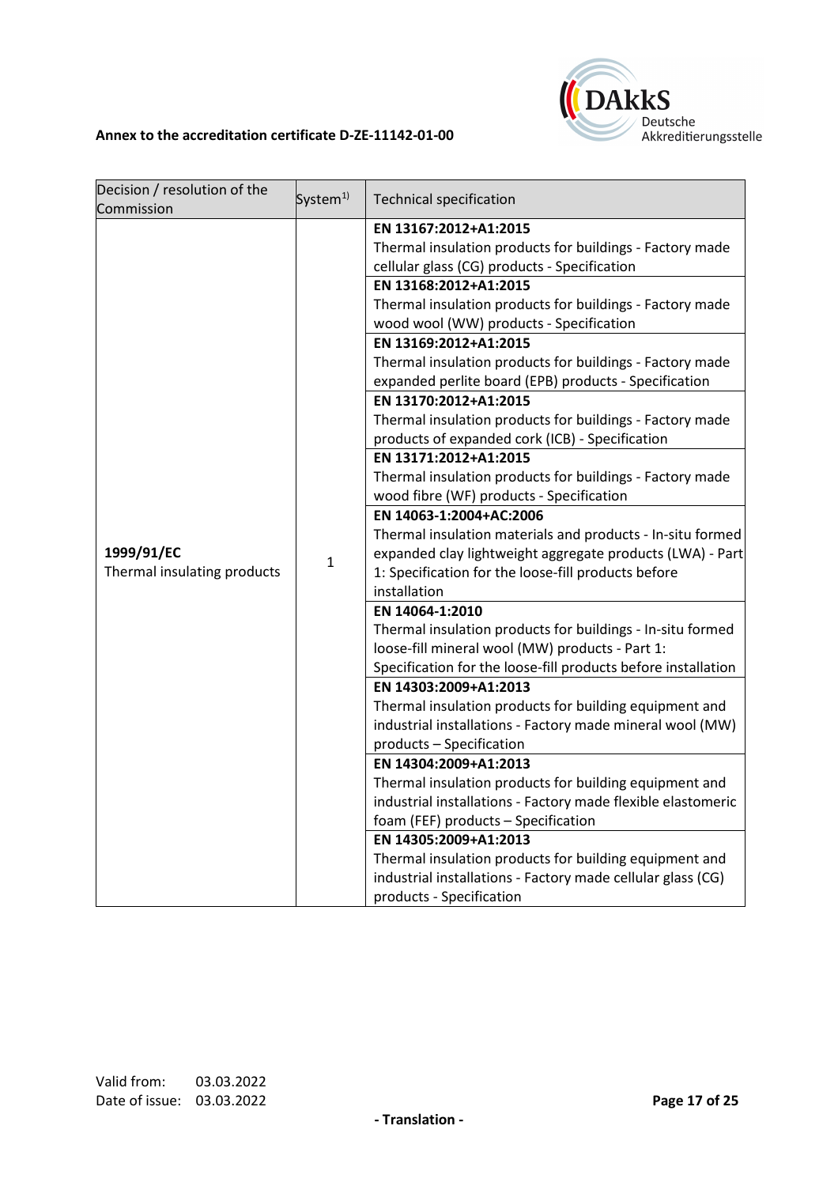**Annex to the accreditation certificate D-ZE-11142-01-00**

| Decision / resolution of the Commission | System[1)] | Technical specification |
|---|---|---|
| **1999/91/EC** Thermal insulating products | 1 | **EN 13167:2012+A1:2015** Thermal insulation products for buildings - Factory made cellular glass (CG) products - Specification |
| | | **EN 13168:2012+A1:2015** Thermal insulation products for buildings - Factory made wood wool (WW) products - Specification |
| | | **EN 13169:2012+A1:2015** Thermal insulation products for buildings - Factory made expanded perlite board (EPB) products - Specification |
| | | **EN 13170:2012+A1:2015** Thermal insulation products for buildings - Factory made products of expanded cork (ICB) - Specification |
| | | **EN 13171:2012+A1:2015** Thermal insulation products for buildings - Factory made wood fibre (WF) products - Specification |
| | | **EN 14063-1:2004+AC:2006** Thermal insulation materials and products - In-situ formed expanded clay lightweight aggregate products (LWA) - Part 1: Specification for the loose-fill products before installation |
| | | **EN 14064-1:2010** Thermal insulation products for buildings - In-situ formed loose-fill mineral wool (MW) products - Part 1: Specification for the loose-fill products before installation |
| | | **EN 14303:2009+A1:2013** Thermal insulation products for building equipment and industrial installations - Factory made mineral wool (MW) products – Specification |
| | | **EN 14304:2009+A1:2013** Thermal insulation products for building equipment and industrial installations - Factory made flexible elastomeric foam (FEF) products – Specification |
| | | **EN 14305:2009+A1:2013** Thermal insulation products for building equipment and industrial installations - Factory made cellular glass (CG) products - Specification |

Valid from: 03.03.2022
Date of issue: 03.03.2022

- Translation -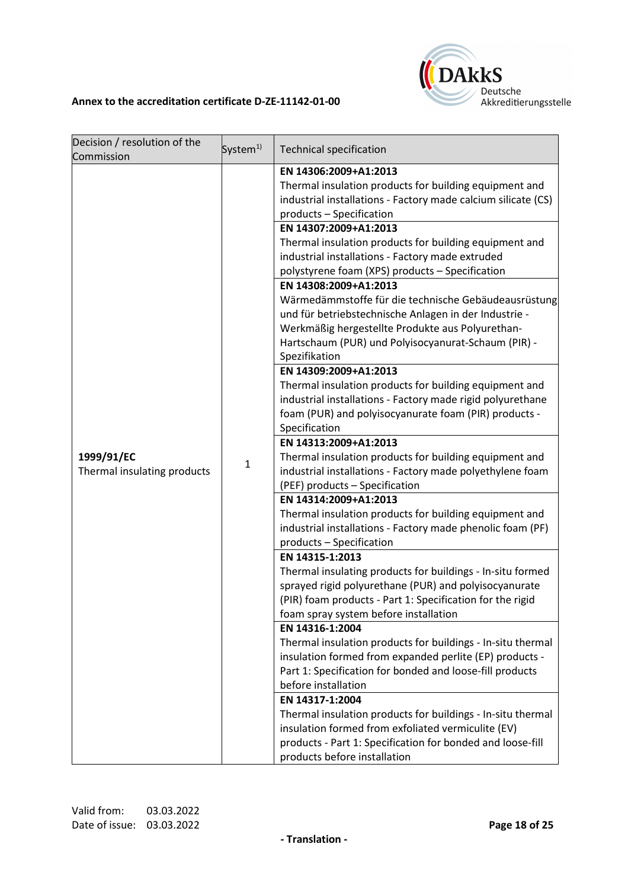**Annex to the accreditation certificate D-ZE-11142-01-00**

| Decision / resolution of the Commission | System[1)] | Technical specification |
|---|---|---|
| **1999/91/EC** Thermal insulating products | 1 | **EN 14306:2009+A1:2013** Thermal insulation products for building equipment and industrial installations - Factory made calcium silicate (CS) products – Specification |
| | | **EN 14307:2009+A1:2013** Thermal insulation products for building equipment and industrial installations - Factory made extruded polystyrene foam (XPS) products – Specification |
| | | **EN 14308:2009+A1:2013** Wärmedämmstoffe für die technische Gebäudeausrüstung und für betriebstechnische Anlagen in der Industrie - Werkmäßig hergestellte Produkte aus Polyurethan-Hartschaum (PUR) und Polyisocyanurat-Schaum (PIR) - Spezifikation |
| | | **EN 14309:2009+A1:2013** Thermal insulation products for building equipment and industrial installations - Factory made rigid polyurethane foam (PUR) and polyisocyanurate foam (PIR) products - Specification |
| | | **EN 14313:2009+A1:2013** Thermal insulation products for building equipment and industrial installations - Factory made polyethylene foam (PEF) products – Specification |
| | | **EN 14314:2009+A1:2013** Thermal insulation products for building equipment and industrial installations - Factory made phenolic foam (PF) products – Specification |
| | | **EN 14315-1:2013** Thermal insulating products for buildings - In-situ formed sprayed rigid polyurethane (PUR) and polyisocyanurate (PIR) foam products - Part 1: Specification for the rigid foam spray system before installation |
| | | **EN 14316-1:2004** Thermal insulation products for buildings - In-situ thermal insulation formed from expanded perlite (EP) products - Part 1: Specification for bonded and loose-fill products before installation |
| | | **EN 14317-1:2004** Thermal insulation products for buildings - In-situ thermal insulation formed from exfoliated vermiculite (EV) products - Part 1: Specification for bonded and loose-fill products before installation |

Valid from: 03.03.2022
Date of issue: 03.03.2022

- Translation -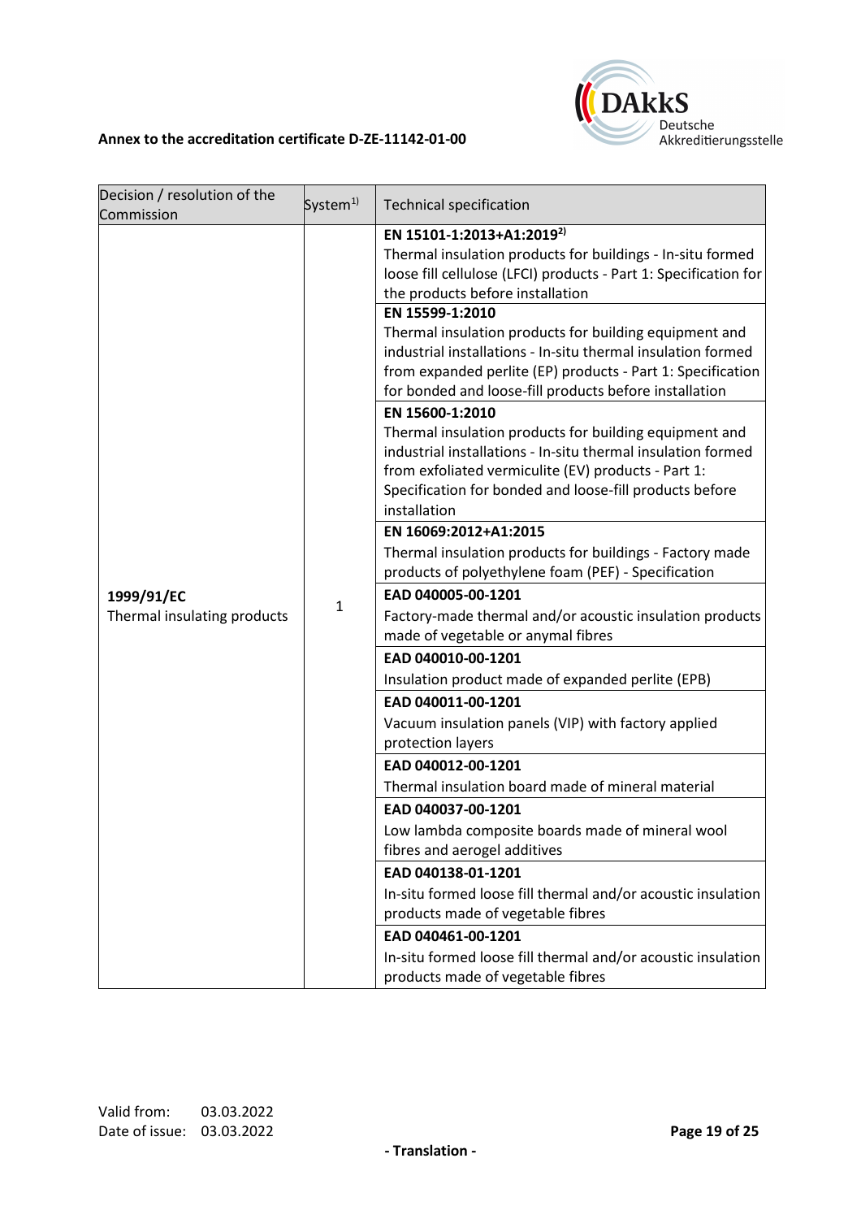**Annex to the accreditation certificate D-ZE-11142-01-00**

| Decision / resolution of the Commission | System[1)] | Technical specification |
| --- | --- | --- |
| **1999/91/EC** Thermal insulating products | 1 | **EN 15101-1:2013+A1:2019[2)]** Thermal insulation products for buildings - In-situ formed loose fill cellulose (LFCI) products - Part 1: Specification for the products before installation |
| | | **EN 15599-1:2010** Thermal insulation products for building equipment and industrial installations - In-situ thermal insulation formed from expanded perlite (EP) products - Part 1: Specification for bonded and loose-fill products before installation |
| | | **EN 15600-1:2010** Thermal insulation products for building equipment and industrial installations - In-situ thermal insulation formed from exfoliated vermiculite (EV) products - Part 1: Specification for bonded and loose-fill products before installation |
| | | **EN 16069:2012+A1:2015** Thermal insulation products for buildings - Factory made products of polyethylene foam (PEF) - Specification |
| | | **EAD 040005-00-1201** Factory-made thermal and/or acoustic insulation products made of vegetable or anymal fibres |
| | | **EAD 040010-00-1201** Insulation product made of expanded perlite (EPB) |
| | | **EAD 040011-00-1201** Vacuum insulation panels (VIP) with factory applied protection layers |
| | | **EAD 040012-00-1201** Thermal insulation board made of mineral material |
| | | **EAD 040037-00-1201** Low lambda composite boards made of mineral wool fibres and aerogel additives |
| | | **EAD 040138-01-1201** In-situ formed loose fill thermal and/or acoustic insulation products made of vegetable fibres |
| | | **EAD 040461-00-1201** In-situ formed loose fill thermal and/or acoustic insulation products made of vegetable fibres |

Valid from: 03.03.2022
Date of issue: 03.03.2022

**- Translation -**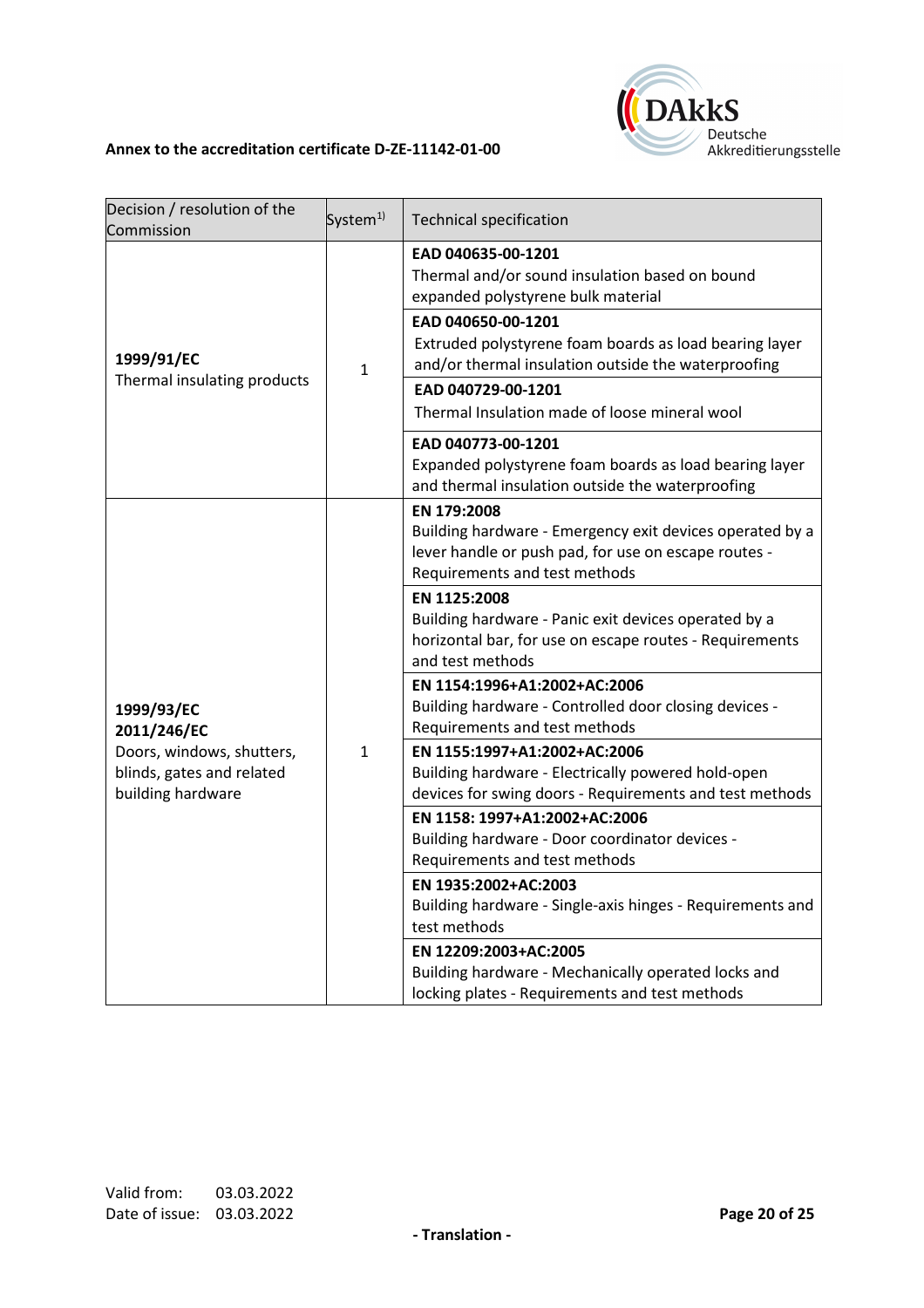**Annex to the accreditation certificate D-ZE-11142-01-00**

| Decision / resolution of the Commission | System[1)] | Technical specification |
|---|---|---|
| **1999/91/EC**<br>Thermal insulating products | 1 | **EAD 040635-00-1201**<br>Thermal and/or sound insulation based on bound expanded polystyrene bulk material |
| | | **EAD 040650-00-1201**<br>Extruded polystyrene foam boards as load bearing layer and/or thermal insulation outside the waterproofing |
| | | **EAD 040729-00-1201**<br>Thermal Insulation made of loose mineral wool |
| | | **EAD 040773-00-1201**<br>Expanded polystyrene foam boards as load bearing layer and thermal insulation outside the waterproofing |
| **1999/93/EC**<br>**2011/246/EC**<br>Doors, windows, shutters, blinds, gates and related building hardware | 1 | **EN 179:2008**<br>Building hardware - Emergency exit devices operated by a lever handle or push pad, for use on escape routes - Requirements and test methods |
| | | **EN 1125:2008**<br>Building hardware - Panic exit devices operated by a horizontal bar, for use on escape routes - Requirements and test methods |
| | | **EN 1154:1996+A1:2002+AC:2006**<br>Building hardware - Controlled door closing devices - Requirements and test methods |
| | | **EN 1155:1997+A1:2002+AC:2006**<br>Building hardware - Electrically powered hold-open devices for swing doors - Requirements and test methods |
| | | **EN 1158: 1997+A1:2002+AC:2006**<br>Building hardware - Door coordinator devices - Requirements and test methods |
| | | **EN 1935:2002+AC:2003**<br>Building hardware - Single-axis hinges - Requirements and test methods |
| | | **EN 12209:2003+AC:2005**<br>Building hardware - Mechanically operated locks and locking plates - Requirements and test methods |

Valid from: 03.03.2022
Date of issue: 03.03.2022

- Translation -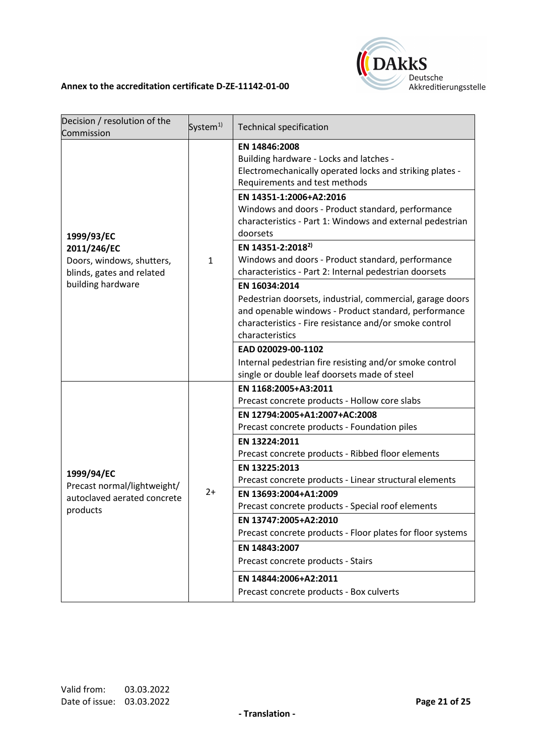**Annex to the accreditation certificate D-ZE-11142-01-00**

| Decision / resolution of the Commission | System[1)] | Technical specification |
|---|---|---|
| **1999/93/EC** **2011/246/EC** Doors, windows, shutters, blinds, gates and related building hardware | 1 | **EN 14846:2008** Building hardware - Locks and latches - Electromechanically operated locks and striking plates - Requirements and test methods |
| | | **EN 14351-1:2006+A2:2016** Windows and doors - Product standard, performance characteristics - Part 1: Windows and external pedestrian doorsets |
| | | **EN 14351-2:2018[2)]** Windows and doors - Product standard, performance characteristics - Part 2: Internal pedestrian doorsets |
| | | **EN 16034:2014** Pedestrian doorsets, industrial, commercial, garage doors and openable windows - Product standard, performance characteristics - Fire resistance and/or smoke control characteristics |
| | | **EAD 020029-00-1102** Internal pedestrian fire resisting and/or smoke control single or double leaf doorsets made of steel |
| **1999/94/EC** Precast normal/lightweight/ autoclaved aerated concrete products | 2+ | **EN 1168:2005+A3:2011** Precast concrete products - Hollow core slabs |
| | | **EN 12794:2005+A1:2007+AC:2008** Precast concrete products - Foundation piles |
| | | **EN 13224:2011** Precast concrete products - Ribbed floor elements |
| | | **EN 13225:2013** Precast concrete products - Linear structural elements |
| | | **EN 13693:2004+A1:2009** Precast concrete products - Special roof elements |
| | | **EN 13747:2005+A2:2010** Precast concrete products - Floor plates for floor systems |
| | | **EN 14843:2007** Precast concrete products - Stairs |
| | | **EN 14844:2006+A2:2011** Precast concrete products - Box culverts |

Valid from: 03.03.2022
Date of issue: 03.03.2022

**- Translation -**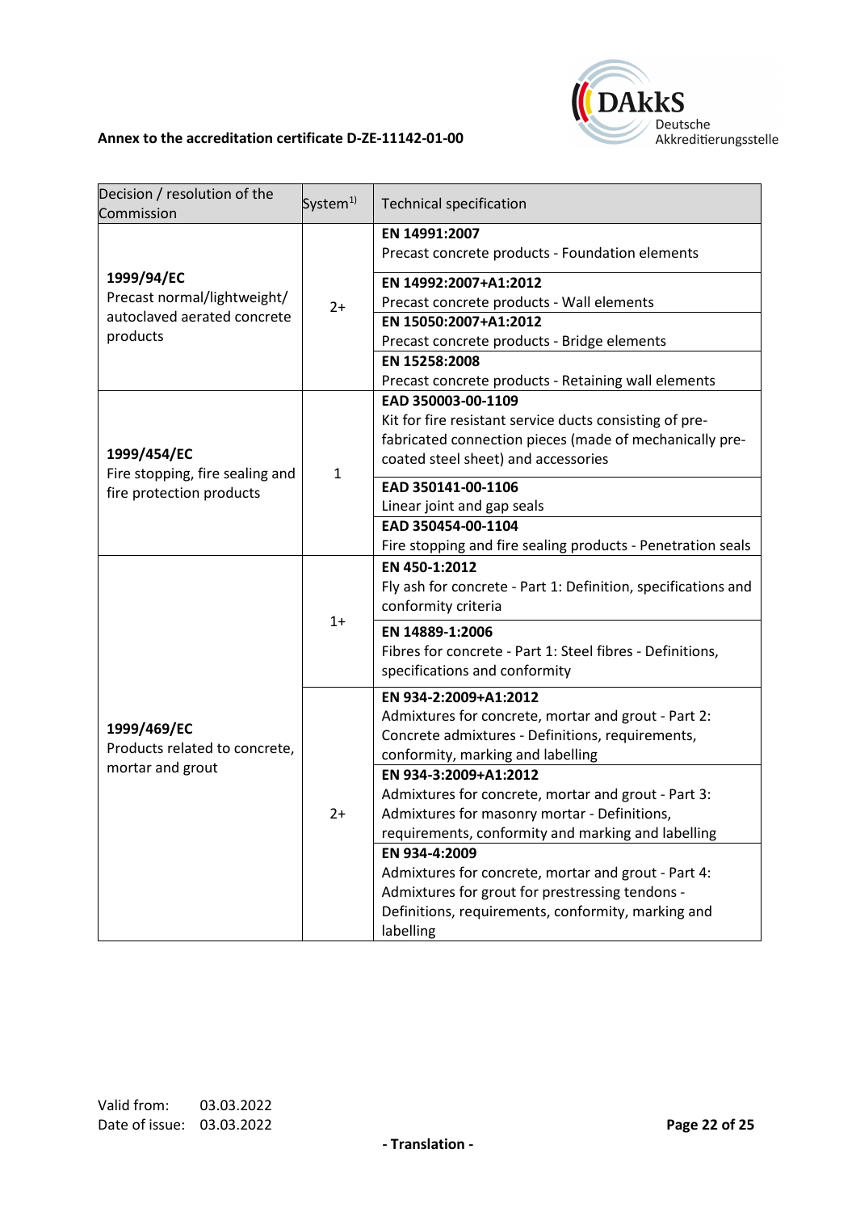**Annex to the accreditation certificate D-ZE-11142-01-00**

| Decision / resolution of the Commission | System[1)] | Technical specification |
|---|---|---|
| **1999/94/EC** Precast normal/lightweight/ autoclaved aerated concrete products | 2+ | **EN 14991:2007** Precast concrete products - Foundation elements |
| | | **EN 14992:2007+A1:2012** Precast concrete products - Wall elements |
| | | **EN 15050:2007+A1:2012** Precast concrete products - Bridge elements |
| | | **EN 15258:2008** Precast concrete products - Retaining wall elements |
| **1999/454/EC** Fire stopping, fire sealing and fire protection products | 1 | **EAD 350003-00-1109** Kit for fire resistant service ducts consisting of pre-fabricated connection pieces (made of mechanically pre-coated steel sheet) and accessories |
| | | **EAD 350141-00-1106** Linear joint and gap seals |
| | | **EAD 350454-00-1104** Fire stopping and fire sealing products - Penetration seals |
| **1999/469/EC** Products related to concrete, mortar and grout | 1+ | **EN 450-1:2012** Fly ash for concrete - Part 1: Definition, specifications and conformity criteria |
| | | **EN 14889-1:2006** Fibres for concrete - Part 1: Steel fibres - Definitions, specifications and conformity |
| | 2+ | **EN 934-2:2009+A1:2012** Admixtures for concrete, mortar and grout - Part 2: Concrete admixtures - Definitions, requirements, conformity, marking and labelling |
| | | **EN 934-3:2009+A1:2012** Admixtures for concrete, mortar and grout - Part 3: Admixtures for masonry mortar - Definitions, requirements, conformity and marking and labelling |
| | | **EN 934-4:2009** Admixtures for concrete, mortar and grout - Part 4: Admixtures for grout for prestressing tendons - Definitions, requirements, conformity, marking and labelling |

Valid from: 03.03.2022
Date of issue: 03.03.2022

**- Translation -**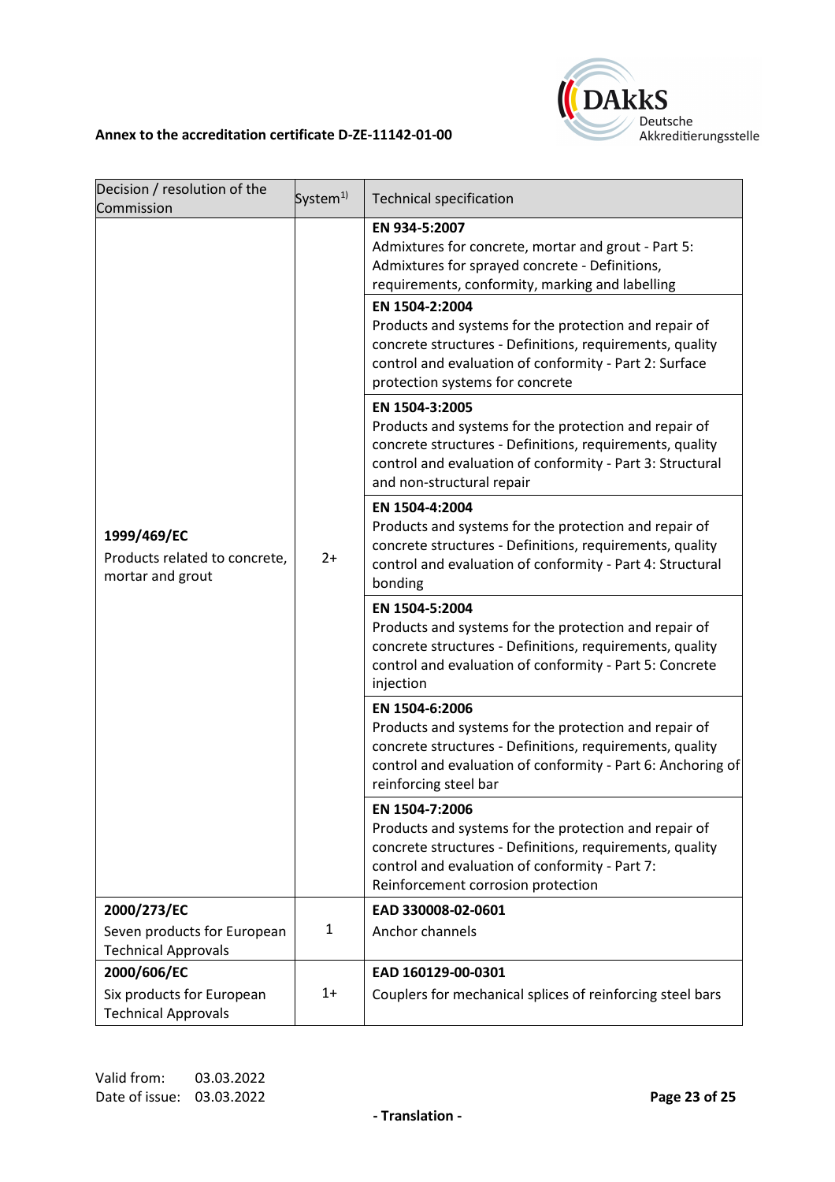**Annex to the accreditation certificate D-ZE-11142-01-00**

| Decision / resolution of the Commission | System[1)] | Technical specification |
|---|---|---|
| **1999/469/EC** Products related to concrete, mortar and grout | 2+ | **EN 934-5:2007** Admixtures for concrete, mortar and grout - Part 5: Admixtures for sprayed concrete - Definitions, requirements, conformity, marking and labelling |
| | | **EN 1504-2:2004** Products and systems for the protection and repair of concrete structures - Definitions, requirements, quality control and evaluation of conformity - Part 2: Surface protection systems for concrete |
| | | **EN 1504-3:2005** Products and systems for the protection and repair of concrete structures - Definitions, requirements, quality control and evaluation of conformity - Part 3: Structural and non-structural repair |
| | | **EN 1504-4:2004** Products and systems for the protection and repair of concrete structures - Definitions, requirements, quality control and evaluation of conformity - Part 4: Structural bonding |
| | | **EN 1504-5:2004** Products and systems for the protection and repair of concrete structures - Definitions, requirements, quality control and evaluation of conformity - Part 5: Concrete injection |
| | | **EN 1504-6:2006** Products and systems for the protection and repair of concrete structures - Definitions, requirements, quality control and evaluation of conformity - Part 6: Anchoring of reinforcing steel bar |
| | | **EN 1504-7:2006** Products and systems for the protection and repair of concrete structures - Definitions, requirements, quality control and evaluation of conformity - Part 7: Reinforcement corrosion protection |
| **2000/273/EC** Seven products for European Technical Approvals | 1 | **EAD 330008-02-0601** Anchor channels |
| **2000/606/EC** Six products for European Technical Approvals | 1+ | **EAD 160129-00-0301** Couplers for mechanical splices of reinforcing steel bars |

Valid from: 03.03.2022
Date of issue: 03.03.2022

- Translation -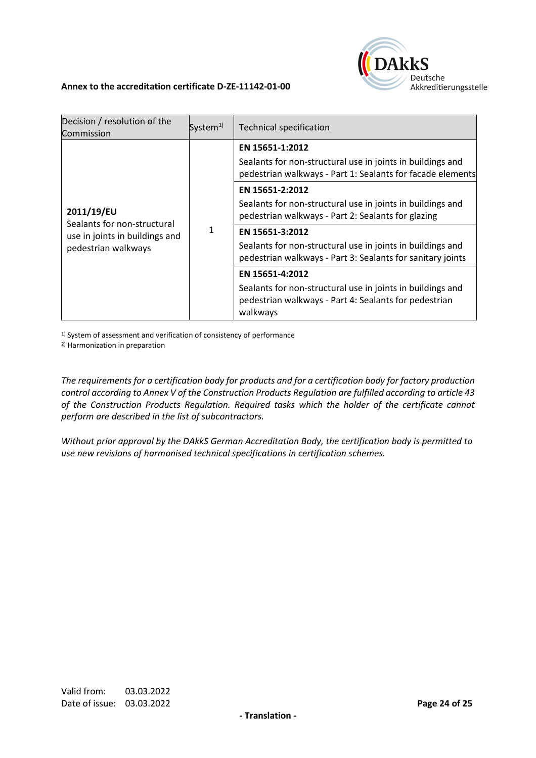**Annex to the accreditation certificate D-ZE-11142-01-00**

| Decision / resolution of the Commission | System[1)] | Technical specification |
| --- | --- | --- |
| **2011/19/EU** Sealants for non-structural use in joints in buildings and pedestrian walkways | 1 | **EN 15651-1:2012** Sealants for non-structural use in joints in buildings and pedestrian walkways - Part 1: Sealants for facade elements |
| | | **EN 15651-2:2012** Sealants for non-structural use in joints in buildings and pedestrian walkways - Part 2: Sealants for glazing |
| | | **EN 15651-3:2012** Sealants for non-structural use in joints in buildings and pedestrian walkways - Part 3: Sealants for sanitary joints |
| | | **EN 15651-4:2012** Sealants for non-structural use in joints in buildings and pedestrian walkways - Part 4: Sealants for pedestrian walkways |

[1)] System of assessment and verification of consistency of performance

[2)] Harmonization in preparation

*The requirements for a certification body for products and for a certification body for factory production control according to Annex V of the Construction Products Regulation are fulfilled according to article 43 of the Construction Products Regulation. Required tasks which the holder of the certificate cannot perform are described in the list of subcontractors.*

*Without prior approval by the DAkkS German Accreditation Body, the certification body is permitted to use new revisions of harmonised technical specifications in certification schemes.*

Valid from: 03.03.2022
Date of issue: 03.03.2022

- Translation -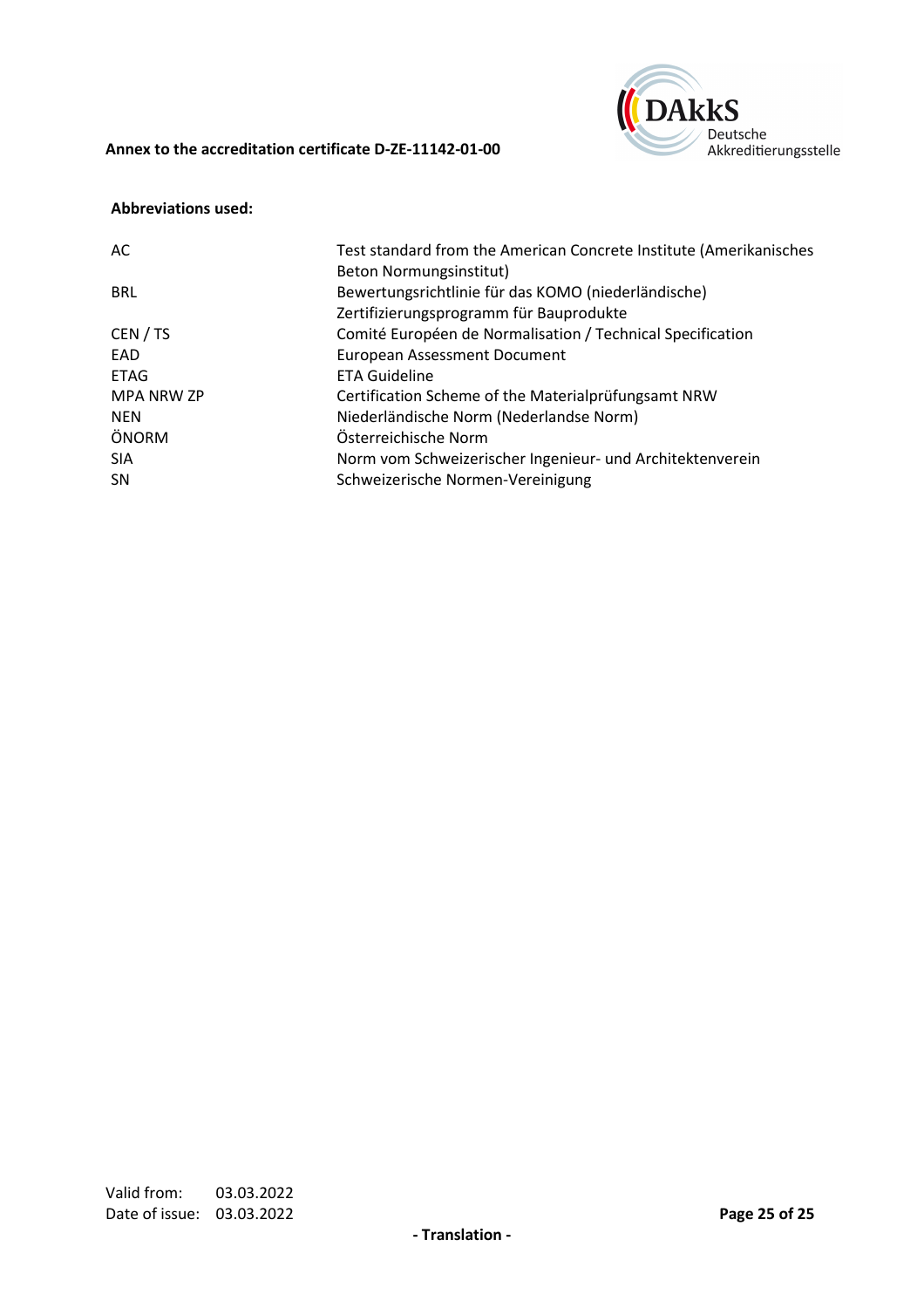**Abbreviations used:**

| | |
|---|---|
| AC | Test standard from the American Concrete Institute (Amerikanisches Beton Normungsinstitut) |
| BRL | Bewertungsrichtlinie für das KOMO (niederländische) Zertifizierungsprogramm für Bauprodukte |
| CEN / TS | Comité Européen de Normalisation / Technical Specification |
| EAD | European Assessment Document |
| ETAG | ETA Guideline |
| MPA NRW ZP | Certification Scheme of the Materialprüfungsamt NRW |
| NEN | Niederländische Norm (Nederlandse Norm) |
| ÖNORM | Österreichische Norm |
| SIA | Norm vom Schweizerischer Ingenieur- und Architektenverein |
| SN | Schweizerische Normen-Vereinigung |

Valid from: 03.03.2022
Date of issue: 03.03.2022

- Translation -